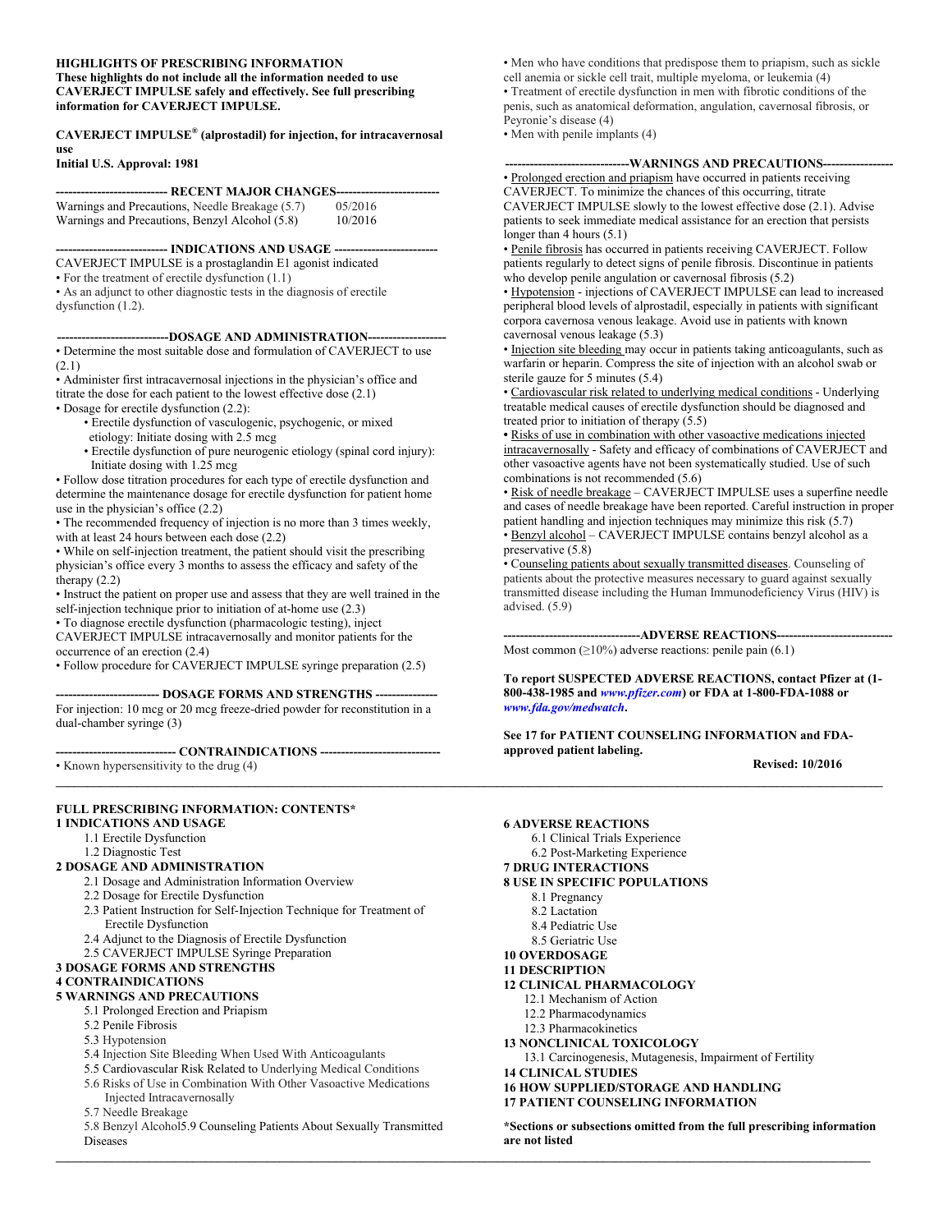**HIGHLIGHTS OF PRESCRIBING INFORMATION**
**These highlights do not include all the information needed to use CAVERJECT IMPULSE safely and effectively. See full prescribing information for CAVERJECT IMPULSE.**

**CAVERJECT IMPULSE® (alprostadil) for injection, for intracavernosal use**
**Initial U.S. Approval: 1981**

**--------------------------- RECENT MAJOR CHANGES ---------------------------**

| | |
|---|---|
| Warnings and Precautions, Needle Breakage (5.7) | 05/2016 |
| Warnings and Precautions, Benzyl Alcohol (5.8) | 10/2016 |

**--------------------------- INDICATIONS AND USAGE ---------------------------**

CAVERJECT IMPULSE is a prostaglandin E1 agonist indicated

- For the treatment of erectile dysfunction (1.1)
- As an adjunct to other diagnostic tests in the diagnosis of erectile dysfunction (1.2).

**--------------------------- DOSAGE AND ADMINISTRATION ---------------------------**

- Determine the most suitable dose and formulation of CAVERJECT to use (2.1)
- Administer first intracavernosal injections in the physician's office and titrate the dose for each patient to the lowest effective dose (2.1)
- Dosage for erectile dysfunction (2.2):
  - Erectile dysfunction of vasculogenic, psychogenic, or mixed etiology: Initiate dosing with 2.5 mcg
  - Erectile dysfunction of pure neurogenic etiology (spinal cord injury): Initiate dosing with 1.25 mcg
- Follow dose titration procedures for each type of erectile dysfunction and determine the maintenance dosage for erectile dysfunction for patient home use in the physician's office (2.2)
- The recommended frequency of injection is no more than 3 times weekly, with at least 24 hours between each dose (2.2)
- While on self-injection treatment, the patient should visit the prescribing physician's office every 3 months to assess the efficacy and safety of the therapy (2.2)
- Instruct the patient on proper use and assess that they are well trained in the self-injection technique prior to initiation of at-home use (2.3)
- To diagnose erectile dysfunction (pharmacologic testing), inject CAVERJECT IMPULSE intracavernosally and monitor patients for the occurrence of an erection (2.4)
- Follow procedure for CAVERJECT IMPULSE syringe preparation (2.5)

**--------------------------- DOSAGE FORMS AND STRENGTHS ---------------------------**

For injection: 10 mcg or 20 mcg freeze-dried powder for reconstitution in a dual-chamber syringe (3)

**--------------------------- CONTRAINDICATIONS ---------------------------**

- Known hypersensitivity to the drug (4)
- Men who have conditions that predispose them to priapism, such as sickle cell anemia or sickle cell trait, multiple myeloma, or leukemia (4)
- Treatment of erectile dysfunction in men with fibrotic conditions of the penis, such as anatomical deformation, angulation, cavernosal fibrosis, or Peyronie's disease (4)
- Men with penile implants (4)

**--------------------------- WARNINGS AND PRECAUTIONS ---------------------------**

- Prolonged erection and priapism have occurred in patients receiving CAVERJECT. To minimize the chances of this occurring, titrate CAVERJECT IMPULSE slowly to the lowest effective dose (2.1). Advise patients to seek immediate medical assistance for an erection that persists longer than 4 hours (5.1)
- Penile fibrosis has occurred in patients receiving CAVERJECT. Follow patients regularly to detect signs of penile fibrosis. Discontinue in patients who develop penile angulation or cavernosal fibrosis (5.2)
- Hypotension - injections of CAVERJECT IMPULSE can lead to increased peripheral blood levels of alprostadil, especially in patients with significant corpora cavernosa venous leakage. Avoid use in patients with known cavernosal venous leakage (5.3)
- Injection site bleeding may occur in patients taking anticoagulants, such as warfarin or heparin. Compress the site of injection with an alcohol swab or sterile gauze for 5 minutes (5.4)
- Cardiovascular risk related to underlying medical conditions - Underlying treatable medical causes of erectile dysfunction should be diagnosed and treated prior to initiation of therapy (5.5)
- Risks of use in combination with other vasoactive medications injected intracavernosally - Safety and efficacy of combinations of CAVERJECT and other vasoactive agents have not been systematically studied. Use of such combinations is not recommended (5.6)
- Risk of needle breakage – CAVERJECT IMPULSE uses a superfine needle and cases of needle breakage have been reported. Careful instruction in proper patient handling and injection techniques may minimize this risk (5.7)
- Benzyl alcohol – CAVERJECT IMPULSE contains benzyl alcohol as a preservative (5.8)
- Counseling patients about sexually transmitted diseases. Counseling of patients about the protective measures necessary to guard against sexually transmitted disease including the Human Immunodeficiency Virus (HIV) is advised. (5.9)

**--------------------------- ADVERSE REACTIONS ---------------------------**

Most common (≥10%) adverse reactions: penile pain (6.1)

**To report SUSPECTED ADVERSE REACTIONS, contact Pfizer at (1-800-438-1985 and *www.pfizer.com*) or FDA at 1-800-FDA-1088 or *www.fda.gov/medwatch*.**

**See 17 for PATIENT COUNSELING INFORMATION and FDA-approved patient labeling.**

**Revised: 10/2016**

---

**FULL PRESCRIBING INFORMATION: CONTENTS***

**1 INDICATIONS AND USAGE**
- 1.1 Erectile Dysfunction
- 1.2 Diagnostic Test

**2 DOSAGE AND ADMINISTRATION**
- 2.1 Dosage and Administration Information Overview
- 2.2 Dosage for Erectile Dysfunction
- 2.3 Patient Instruction for Self-Injection Technique for Treatment of Erectile Dysfunction
- 2.4 Adjunct to the Diagnosis of Erectile Dysfunction
- 2.5 CAVERJECT IMPULSE Syringe Preparation

**3 DOSAGE FORMS AND STRENGTHS**

**4 CONTRAINDICATIONS**

**5 WARNINGS AND PRECAUTIONS**
- 5.1 Prolonged Erection and Priapism
- 5.2 Penile Fibrosis
- 5.3 Hypotension
- 5.4 Injection Site Bleeding When Used With Anticoagulants
- 5.5 Cardiovascular Risk Related to Underlying Medical Conditions
- 5.6 Risks of Use in Combination With Other Vasoactive Medications Injected Intracavernosally
- 5.7 Needle Breakage
- 5.8 Benzyl Alcohol5.9 Counseling Patients About Sexually Transmitted Diseases

**6 ADVERSE REACTIONS**
- 6.1 Clinical Trials Experience
- 6.2 Post-Marketing Experience

**7 DRUG INTERACTIONS**

**8 USE IN SPECIFIC POPULATIONS**
- 8.1 Pregnancy
- 8.2 Lactation
- 8.4 Pediatric Use
- 8.5 Geriatric Use

**10 OVERDOSAGE**

**11 DESCRIPTION**

**12 CLINICAL PHARMACOLOGY**
- 12.1 Mechanism of Action
- 12.2 Pharmacodynamics
- 12.3 Pharmacokinetics

**13 NONCLINICAL TOXICOLOGY**
- 13.1 Carcinogenesis, Mutagenesis, Impairment of Fertility

**14 CLINICAL STUDIES**

**16 HOW SUPPLIED/STORAGE AND HANDLING**

**17 PATIENT COUNSELING INFORMATION**

***Sections or subsections omitted from the full prescribing information are not listed**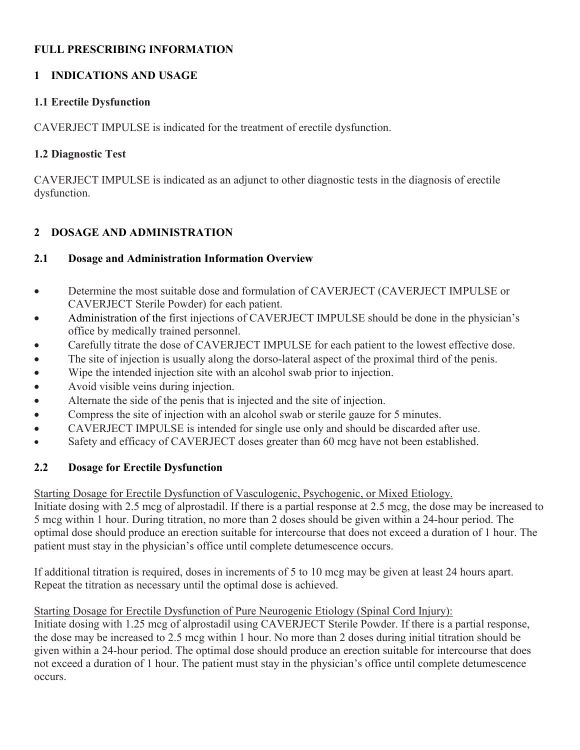# FULL PRESCRIBING INFORMATION

## 1 INDICATIONS AND USAGE

### 1.1 Erectile Dysfunction

CAVERJECT IMPULSE is indicated for the treatment of erectile dysfunction.

### 1.2 Diagnostic Test

CAVERJECT IMPULSE is indicated as an adjunct to other diagnostic tests in the diagnosis of erectile dysfunction.

## 2 DOSAGE AND ADMINISTRATION

### 2.1 Dosage and Administration Information Overview

- Determine the most suitable dose and formulation of CAVERJECT (CAVERJECT IMPULSE or CAVERJECT Sterile Powder) for each patient.
- Administration of the first injections of CAVERJECT IMPULSE should be done in the physician's office by medically trained personnel.
- Carefully titrate the dose of CAVERJECT IMPULSE for each patient to the lowest effective dose.
- The site of injection is usually along the dorso-lateral aspect of the proximal third of the penis.
- Wipe the intended injection site with an alcohol swab prior to injection.
- Avoid visible veins during injection.
- Alternate the side of the penis that is injected and the site of injection.
- Compress the site of injection with an alcohol swab or sterile gauze for 5 minutes.
- CAVERJECT IMPULSE is intended for single use only and should be discarded after use.
- Safety and efficacy of CAVERJECT doses greater than 60 mcg have not been established.

### 2.2 Dosage for Erectile Dysfunction

Starting Dosage for Erectile Dysfunction of Vasculogenic, Psychogenic, or Mixed Etiology.

Initiate dosing with 2.5 mcg of alprostadil. If there is a partial response at 2.5 mcg, the dose may be increased to 5 mcg within 1 hour. During titration, no more than 2 doses should be given within a 24-hour period. The optimal dose should produce an erection suitable for intercourse that does not exceed a duration of 1 hour. The patient must stay in the physician's office until complete detumescence occurs.

If additional titration is required, doses in increments of 5 to 10 mcg may be given at least 24 hours apart. Repeat the titration as necessary until the optimal dose is achieved.

Starting Dosage for Erectile Dysfunction of Pure Neurogenic Etiology (Spinal Cord Injury):

Initiate dosing with 1.25 mcg of alprostadil using CAVERJECT Sterile Powder. If there is a partial response, the dose may be increased to 2.5 mcg within 1 hour. No more than 2 doses during initial titration should be given within a 24-hour period. The optimal dose should produce an erection suitable for intercourse that does not exceed a duration of 1 hour. The patient must stay in the physician's office until complete detumescence occurs.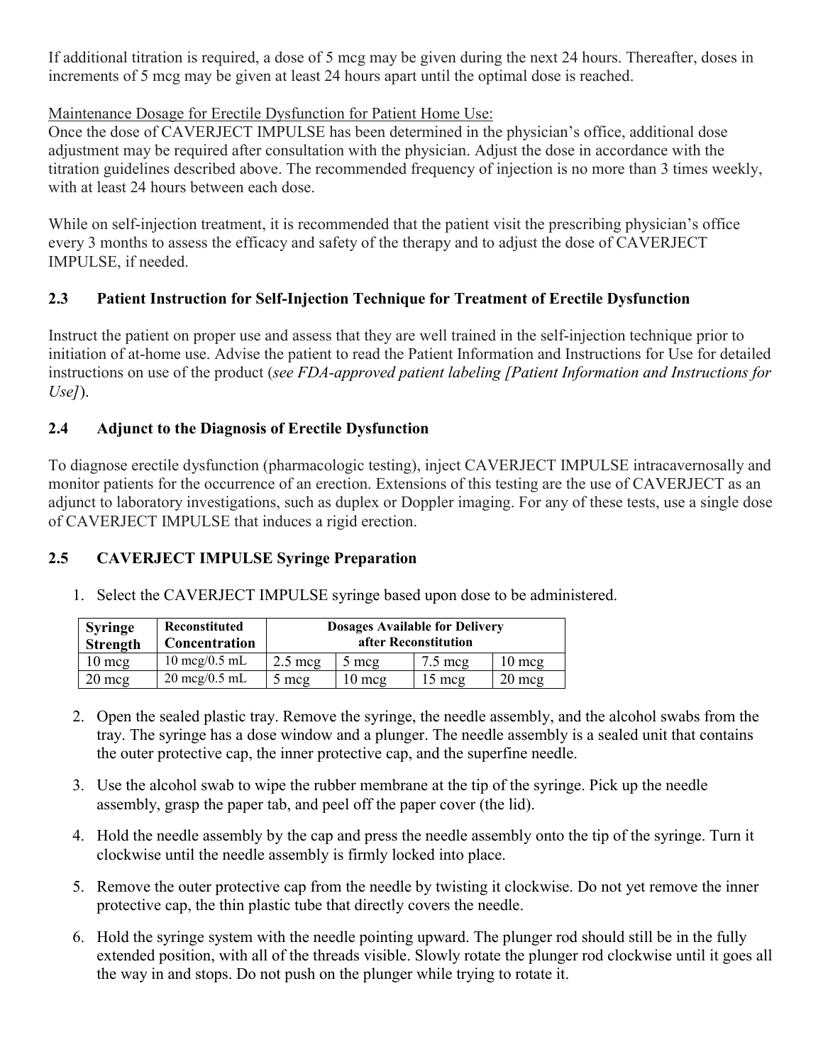If additional titration is required, a dose of 5 mcg may be given during the next 24 hours. Thereafter, doses in increments of 5 mcg may be given at least 24 hours apart until the optimal dose is reached.

Maintenance Dosage for Erectile Dysfunction for Patient Home Use:
Once the dose of CAVERJECT IMPULSE has been determined in the physician's office, additional dose adjustment may be required after consultation with the physician. Adjust the dose in accordance with the titration guidelines described above. The recommended frequency of injection is no more than 3 times weekly, with at least 24 hours between each dose.

While on self-injection treatment, it is recommended that the patient visit the prescribing physician's office every 3 months to assess the efficacy and safety of the therapy and to adjust the dose of CAVERJECT IMPULSE, if needed.

### 2.3 Patient Instruction for Self-Injection Technique for Treatment of Erectile Dysfunction

Instruct the patient on proper use and assess that they are well trained in the self-injection technique prior to initiation of at-home use. Advise the patient to read the Patient Information and Instructions for Use for detailed instructions on use of the product (*see FDA-approved patient labeling [Patient Information and Instructions for Use]*).

### 2.4 Adjunct to the Diagnosis of Erectile Dysfunction

To diagnose erectile dysfunction (pharmacologic testing), inject CAVERJECT IMPULSE intracavernosally and monitor patients for the occurrence of an erection. Extensions of this testing are the use of CAVERJECT as an adjunct to laboratory investigations, such as duplex or Doppler imaging. For any of these tests, use a single dose of CAVERJECT IMPULSE that induces a rigid erection.

### 2.5 CAVERJECT IMPULSE Syringe Preparation

1. Select the CAVERJECT IMPULSE syringe based upon dose to be administered.

| Syringe Strength | Reconstituted Concentration | Dosages Available for Delivery after Reconstitution | | | |
|---|---|---|---|---|---|
| 10 mcg | 10 mcg/0.5 mL | 2.5 mcg | 5 mcg | 7.5 mcg | 10 mcg |
| 20 mcg | 20 mcg/0.5 mL | 5 mcg | 10 mcg | 15 mcg | 20 mcg |

2. Open the sealed plastic tray. Remove the syringe, the needle assembly, and the alcohol swabs from the tray. The syringe has a dose window and a plunger. The needle assembly is a sealed unit that contains the outer protective cap, the inner protective cap, and the superfine needle.

3. Use the alcohol swab to wipe the rubber membrane at the tip of the syringe. Pick up the needle assembly, grasp the paper tab, and peel off the paper cover (the lid).

4. Hold the needle assembly by the cap and press the needle assembly onto the tip of the syringe. Turn it clockwise until the needle assembly is firmly locked into place.

5. Remove the outer protective cap from the needle by twisting it clockwise. Do not yet remove the inner protective cap, the thin plastic tube that directly covers the needle.

6. Hold the syringe system with the needle pointing upward. The plunger rod should still be in the fully extended position, with all of the threads visible. Slowly rotate the plunger rod clockwise until it goes all the way in and stops. Do not push on the plunger while trying to rotate it.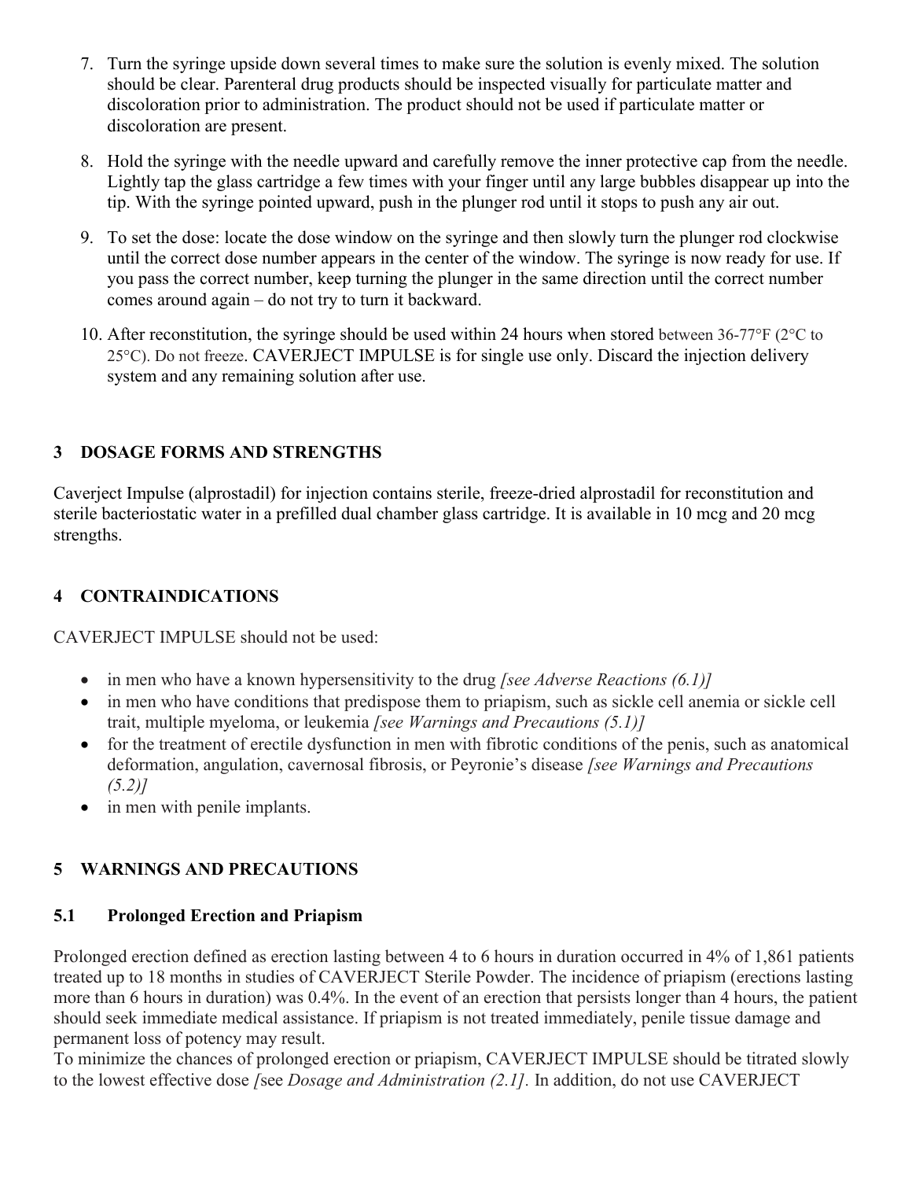7. Turn the syringe upside down several times to make sure the solution is evenly mixed. The solution should be clear. Parenteral drug products should be inspected visually for particulate matter and discoloration prior to administration. The product should not be used if particulate matter or discoloration are present.

8. Hold the syringe with the needle upward and carefully remove the inner protective cap from the needle. Lightly tap the glass cartridge a few times with your finger until any large bubbles disappear up into the tip. With the syringe pointed upward, push in the plunger rod until it stops to push any air out.

9. To set the dose: locate the dose window on the syringe and then slowly turn the plunger rod clockwise until the correct dose number appears in the center of the window. The syringe is now ready for use. If you pass the correct number, keep turning the plunger in the same direction until the correct number comes around again – do not try to turn it backward.

10. After reconstitution, the syringe should be used within 24 hours when stored between 36-77°F (2°C to 25°C). Do not freeze. CAVERJECT IMPULSE is for single use only. Discard the injection delivery system and any remaining solution after use.

## 3 DOSAGE FORMS AND STRENGTHS

Caverject Impulse (alprostadil) for injection contains sterile, freeze-dried alprostadil for reconstitution and sterile bacteriostatic water in a prefilled dual chamber glass cartridge. It is available in 10 mcg and 20 mcg strengths.

## 4 CONTRAINDICATIONS

CAVERJECT IMPULSE should not be used:

- in men who have a known hypersensitivity to the drug *[see Adverse Reactions (6.1)]*
- in men who have conditions that predispose them to priapism, such as sickle cell anemia or sickle cell trait, multiple myeloma, or leukemia *[see Warnings and Precautions (5.1)]*
- for the treatment of erectile dysfunction in men with fibrotic conditions of the penis, such as anatomical deformation, angulation, cavernosal fibrosis, or Peyronie's disease *[see Warnings and Precautions (5.2)]*
- in men with penile implants.

## 5 WARNINGS AND PRECAUTIONS

### 5.1 Prolonged Erection and Priapism

Prolonged erection defined as erection lasting between 4 to 6 hours in duration occurred in 4% of 1,861 patients treated up to 18 months in studies of CAVERJECT Sterile Powder. The incidence of priapism (erections lasting more than 6 hours in duration) was 0.4%. In the event of an erection that persists longer than 4 hours, the patient should seek immediate medical assistance. If priapism is not treated immediately, penile tissue damage and permanent loss of potency may result.

To minimize the chances of prolonged erection or priapism, CAVERJECT IMPULSE should be titrated slowly to the lowest effective dose *[*see *Dosage and Administration (2.1].* In addition, do not use CAVERJECT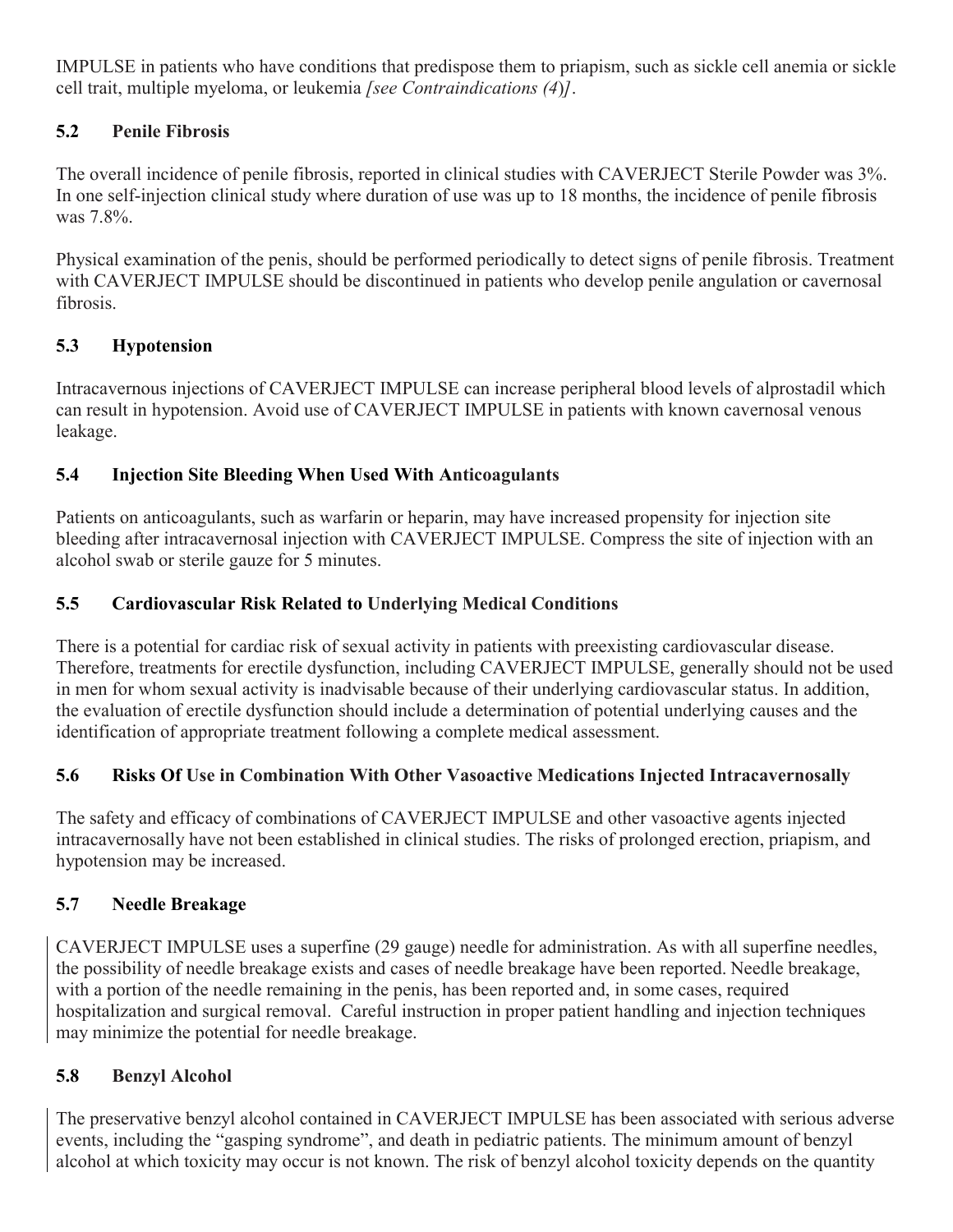IMPULSE in patients who have conditions that predispose them to priapism, such as sickle cell anemia or sickle cell trait, multiple myeloma, or leukemia *[see Contraindications (4)]*.

### 5.2 Penile Fibrosis

The overall incidence of penile fibrosis, reported in clinical studies with CAVERJECT Sterile Powder was 3%. In one self-injection clinical study where duration of use was up to 18 months, the incidence of penile fibrosis was 7.8%.

Physical examination of the penis, should be performed periodically to detect signs of penile fibrosis. Treatment with CAVERJECT IMPULSE should be discontinued in patients who develop penile angulation or cavernosal fibrosis.

### 5.3 Hypotension

Intracavernous injections of CAVERJECT IMPULSE can increase peripheral blood levels of alprostadil which can result in hypotension. Avoid use of CAVERJECT IMPULSE in patients with known cavernosal venous leakage.

### 5.4 Injection Site Bleeding When Used With Anticoagulants

Patients on anticoagulants, such as warfarin or heparin, may have increased propensity for injection site bleeding after intracavernosal injection with CAVERJECT IMPULSE. Compress the site of injection with an alcohol swab or sterile gauze for 5 minutes.

### 5.5 Cardiovascular Risk Related to Underlying Medical Conditions

There is a potential for cardiac risk of sexual activity in patients with preexisting cardiovascular disease. Therefore, treatments for erectile dysfunction, including CAVERJECT IMPULSE, generally should not be used in men for whom sexual activity is inadvisable because of their underlying cardiovascular status. In addition, the evaluation of erectile dysfunction should include a determination of potential underlying causes and the identification of appropriate treatment following a complete medical assessment.

### 5.6 Risks Of Use in Combination With Other Vasoactive Medications Injected Intracavernosally

The safety and efficacy of combinations of CAVERJECT IMPULSE and other vasoactive agents injected intracavernosally have not been established in clinical studies. The risks of prolonged erection, priapism, and hypotension may be increased.

### 5.7 Needle Breakage

CAVERJECT IMPULSE uses a superfine (29 gauge) needle for administration. As with all superfine needles, the possibility of needle breakage exists and cases of needle breakage have been reported. Needle breakage, with a portion of the needle remaining in the penis, has been reported and, in some cases, required hospitalization and surgical removal. Careful instruction in proper patient handling and injection techniques may minimize the potential for needle breakage.

### 5.8 Benzyl Alcohol

The preservative benzyl alcohol contained in CAVERJECT IMPULSE has been associated with serious adverse events, including the "gasping syndrome", and death in pediatric patients. The minimum amount of benzyl alcohol at which toxicity may occur is not known. The risk of benzyl alcohol toxicity depends on the quantity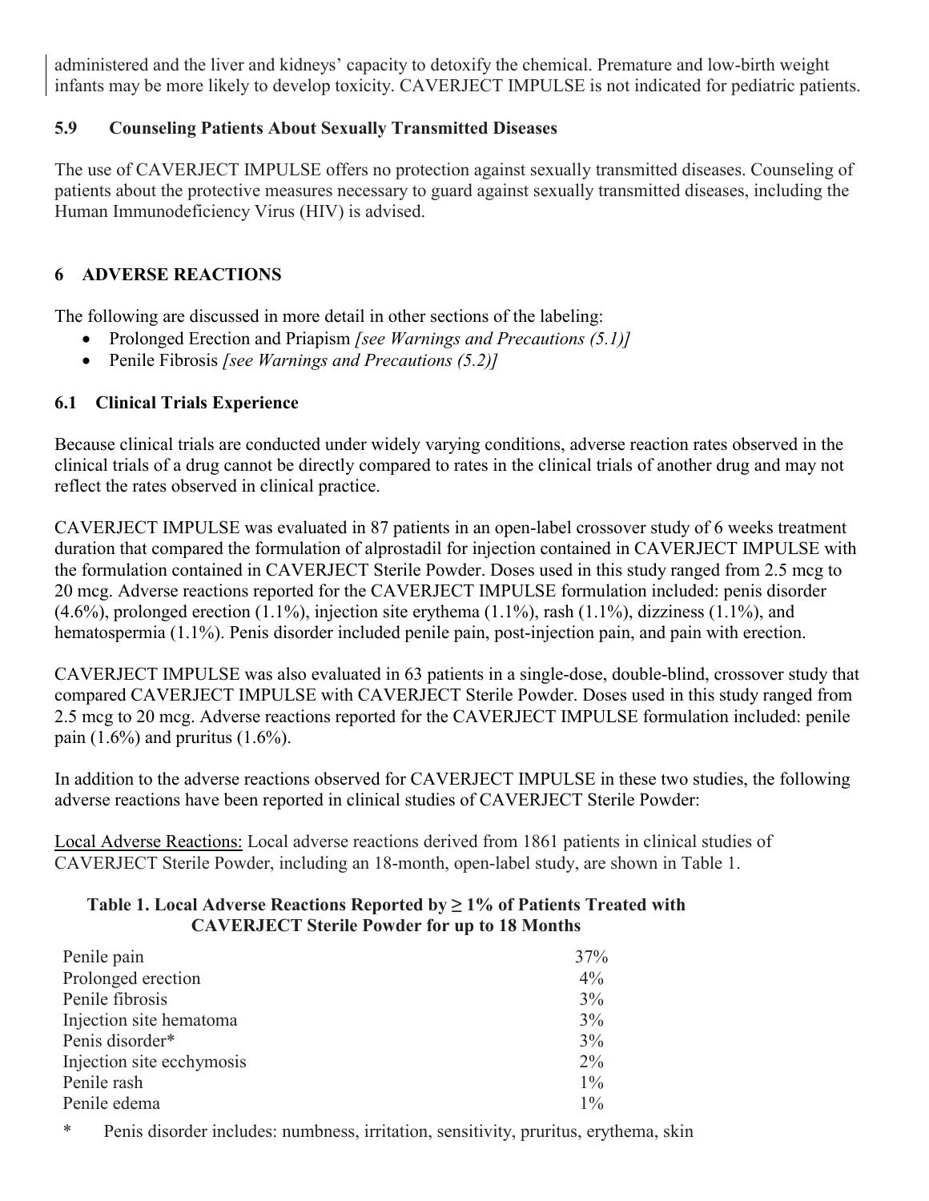administered and the liver and kidneys' capacity to detoxify the chemical. Premature and low-birth weight infants may be more likely to develop toxicity. CAVERJECT IMPULSE is not indicated for pediatric patients.

### 5.9 Counseling Patients About Sexually Transmitted Diseases

The use of CAVERJECT IMPULSE offers no protection against sexually transmitted diseases. Counseling of patients about the protective measures necessary to guard against sexually transmitted diseases, including the Human Immunodeficiency Virus (HIV) is advised.

## 6 ADVERSE REACTIONS

The following are discussed in more detail in other sections of the labeling:

- Prolonged Erection and Priapism *[see Warnings and Precautions (5.1)]*
- Penile Fibrosis *[see Warnings and Precautions (5.2)]*

### 6.1 Clinical Trials Experience

Because clinical trials are conducted under widely varying conditions, adverse reaction rates observed in the clinical trials of a drug cannot be directly compared to rates in the clinical trials of another drug and may not reflect the rates observed in clinical practice.

CAVERJECT IMPULSE was evaluated in 87 patients in an open-label crossover study of 6 weeks treatment duration that compared the formulation of alprostadil for injection contained in CAVERJECT IMPULSE with the formulation contained in CAVERJECT Sterile Powder. Doses used in this study ranged from 2.5 mcg to 20 mcg. Adverse reactions reported for the CAVERJECT IMPULSE formulation included: penis disorder (4.6%), prolonged erection (1.1%), injection site erythema (1.1%), rash (1.1%), dizziness (1.1%), and hematospermia (1.1%). Penis disorder included penile pain, post-injection pain, and pain with erection.

CAVERJECT IMPULSE was also evaluated in 63 patients in a single-dose, double-blind, crossover study that compared CAVERJECT IMPULSE with CAVERJECT Sterile Powder. Doses used in this study ranged from 2.5 mcg to 20 mcg. Adverse reactions reported for the CAVERJECT IMPULSE formulation included: penile pain (1.6%) and pruritus (1.6%).

In addition to the adverse reactions observed for CAVERJECT IMPULSE in these two studies, the following adverse reactions have been reported in clinical studies of CAVERJECT Sterile Powder:

Local Adverse Reactions: Local adverse reactions derived from 1861 patients in clinical studies of CAVERJECT Sterile Powder, including an 18-month, open-label study, are shown in Table 1.

**Table 1. Local Adverse Reactions Reported by ≥ 1% of Patients Treated with CAVERJECT Sterile Powder for up to 18 Months**

| | |
|---|---|
| Penile pain | 37% |
| Prolonged erection | 4% |
| Penile fibrosis | 3% |
| Injection site hematoma | 3% |
| Penis disorder* | 3% |
| Injection site ecchymosis | 2% |
| Penile rash | 1% |
| Penile edema | 1% |

\* Penis disorder includes: numbness, irritation, sensitivity, pruritus, erythema, skin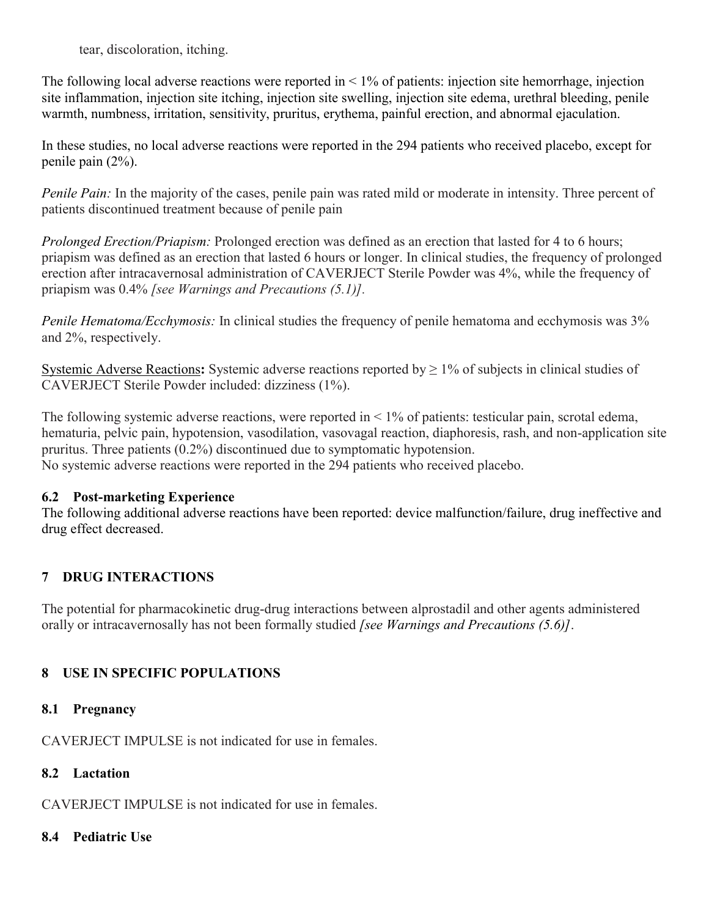tear, discoloration, itching.

The following local adverse reactions were reported in < 1% of patients: injection site hemorrhage, injection site inflammation, injection site itching, injection site swelling, injection site edema, urethral bleeding, penile warmth, numbness, irritation, sensitivity, pruritus, erythema, painful erection, and abnormal ejaculation.

In these studies, no local adverse reactions were reported in the 294 patients who received placebo, except for penile pain (2%).

*Penile Pain:* In the majority of the cases, penile pain was rated mild or moderate in intensity. Three percent of patients discontinued treatment because of penile pain

*Prolonged Erection/Priapism:* Prolonged erection was defined as an erection that lasted for 4 to 6 hours; priapism was defined as an erection that lasted 6 hours or longer. In clinical studies, the frequency of prolonged erection after intracavernosal administration of CAVERJECT Sterile Powder was 4%, while the frequency of priapism was 0.4% *[see Warnings and Precautions (5.1)].*

*Penile Hematoma/Ecchymosis:* In clinical studies the frequency of penile hematoma and ecchymosis was 3% and 2%, respectively.

Systemic Adverse Reactions**:** Systemic adverse reactions reported by ≥ 1% of subjects in clinical studies of CAVERJECT Sterile Powder included: dizziness (1%).

The following systemic adverse reactions, were reported in < 1% of patients: testicular pain, scrotal edema, hematuria, pelvic pain, hypotension, vasodilation, vasovagal reaction, diaphoresis, rash, and non-application site pruritus. Three patients (0.2%) discontinued due to symptomatic hypotension.
No systemic adverse reactions were reported in the 294 patients who received placebo.

### 6.2 Post-marketing Experience

The following additional adverse reactions have been reported: device malfunction/failure, drug ineffective and drug effect decreased.

## 7 DRUG INTERACTIONS

The potential for pharmacokinetic drug-drug interactions between alprostadil and other agents administered orally or intracavernosally has not been formally studied *[see Warnings and Precautions (5.6)]*.

## 8 USE IN SPECIFIC POPULATIONS

### 8.1 Pregnancy

CAVERJECT IMPULSE is not indicated for use in females.

### 8.2 Lactation

CAVERJECT IMPULSE is not indicated for use in females.

### 8.4 Pediatric Use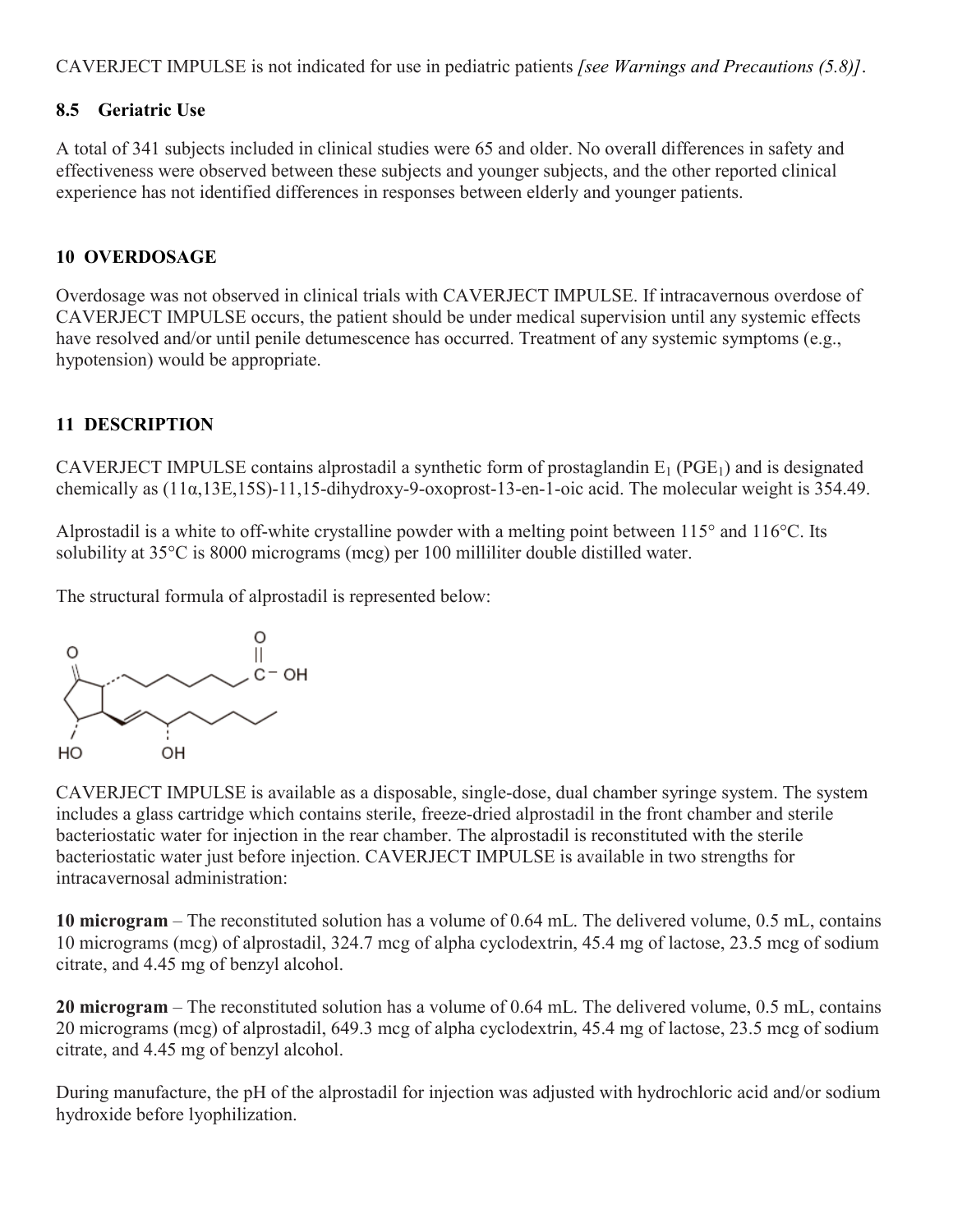CAVERJECT IMPULSE is not indicated for use in pediatric patients *[see Warnings and Precautions (5.8)]*.

### 8.5 Geriatric Use

A total of 341 subjects included in clinical studies were 65 and older. No overall differences in safety and effectiveness were observed between these subjects and younger subjects, and the other reported clinical experience has not identified differences in responses between elderly and younger patients.

## 10 OVERDOSAGE

Overdosage was not observed in clinical trials with CAVERJECT IMPULSE. If intracavernous overdose of CAVERJECT IMPULSE occurs, the patient should be under medical supervision until any systemic effects have resolved and/or until penile detumescence has occurred. Treatment of any systemic symptoms (e.g., hypotension) would be appropriate.

## 11 DESCRIPTION

CAVERJECT IMPULSE contains alprostadil a synthetic form of prostaglandin $E_1$ ($PGE_1$) and is designated chemically as (11α,13E,15S)-11,15-dihydroxy-9-oxoprost-13-en-1-oic acid. The molecular weight is 354.49.

Alprostadil is a white to off-white crystalline powder with a melting point between 115° and 116°C. Its solubility at 35°C is 8000 micrograms (mcg) per 100 milliliter double distilled water.

The structural formula of alprostadil is represented below:

CAVERJECT IMPULSE is available as a disposable, single-dose, dual chamber syringe system. The system includes a glass cartridge which contains sterile, freeze-dried alprostadil in the front chamber and sterile bacteriostatic water for injection in the rear chamber. The alprostadil is reconstituted with the sterile bacteriostatic water just before injection. CAVERJECT IMPULSE is available in two strengths for intracavernosal administration:

**10 microgram** – The reconstituted solution has a volume of 0.64 mL. The delivered volume, 0.5 mL, contains 10 micrograms (mcg) of alprostadil, 324.7 mcg of alpha cyclodextrin, 45.4 mg of lactose, 23.5 mcg of sodium citrate, and 4.45 mg of benzyl alcohol.

**20 microgram** – The reconstituted solution has a volume of 0.64 mL. The delivered volume, 0.5 mL, contains 20 micrograms (mcg) of alprostadil, 649.3 mcg of alpha cyclodextrin, 45.4 mg of lactose, 23.5 mcg of sodium citrate, and 4.45 mg of benzyl alcohol.

During manufacture, the pH of the alprostadil for injection was adjusted with hydrochloric acid and/or sodium hydroxide before lyophilization.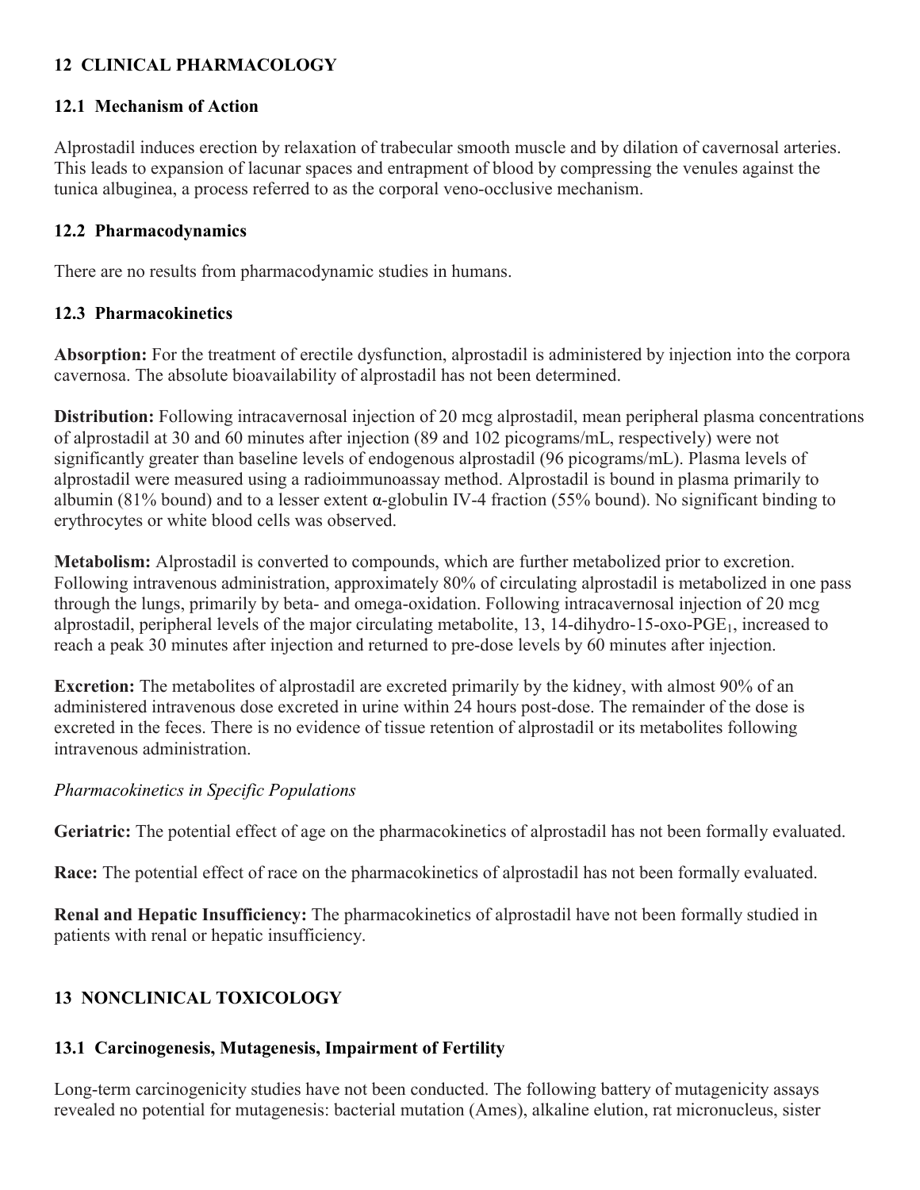## 12 CLINICAL PHARMACOLOGY

### 12.1 Mechanism of Action

Alprostadil induces erection by relaxation of trabecular smooth muscle and by dilation of cavernosal arteries. This leads to expansion of lacunar spaces and entrapment of blood by compressing the venules against the tunica albuginea, a process referred to as the corporal veno-occlusive mechanism.

### 12.2 Pharmacodynamics

There are no results from pharmacodynamic studies in humans.

### 12.3 Pharmacokinetics

**Absorption:** For the treatment of erectile dysfunction, alprostadil is administered by injection into the corpora cavernosa. The absolute bioavailability of alprostadil has not been determined.

**Distribution:** Following intracavernosal injection of 20 mcg alprostadil, mean peripheral plasma concentrations of alprostadil at 30 and 60 minutes after injection (89 and 102 picograms/mL, respectively) were not significantly greater than baseline levels of endogenous alprostadil (96 picograms/mL). Plasma levels of alprostadil were measured using a radioimmunoassay method. Alprostadil is bound in plasma primarily to albumin (81% bound) and to a lesser extent α-globulin IV-4 fraction (55% bound). No significant binding to erythrocytes or white blood cells was observed.

**Metabolism:** Alprostadil is converted to compounds, which are further metabolized prior to excretion. Following intravenous administration, approximately 80% of circulating alprostadil is metabolized in one pass through the lungs, primarily by beta- and omega-oxidation. Following intracavernosal injection of 20 mcg alprostadil, peripheral levels of the major circulating metabolite, 13, 14-dihydro-15-oxo-$PGE_1$, increased to reach a peak 30 minutes after injection and returned to pre-dose levels by 60 minutes after injection.

**Excretion:** The metabolites of alprostadil are excreted primarily by the kidney, with almost 90% of an administered intravenous dose excreted in urine within 24 hours post-dose. The remainder of the dose is excreted in the feces. There is no evidence of tissue retention of alprostadil or its metabolites following intravenous administration.

*Pharmacokinetics in Specific Populations*

**Geriatric:** The potential effect of age on the pharmacokinetics of alprostadil has not been formally evaluated.

**Race:** The potential effect of race on the pharmacokinetics of alprostadil has not been formally evaluated.

**Renal and Hepatic Insufficiency:** The pharmacokinetics of alprostadil have not been formally studied in patients with renal or hepatic insufficiency.

## 13 NONCLINICAL TOXICOLOGY

### 13.1 Carcinogenesis, Mutagenesis, Impairment of Fertility

Long-term carcinogenicity studies have not been conducted. The following battery of mutagenicity assays revealed no potential for mutagenesis: bacterial mutation (Ames), alkaline elution, rat micronucleus, sister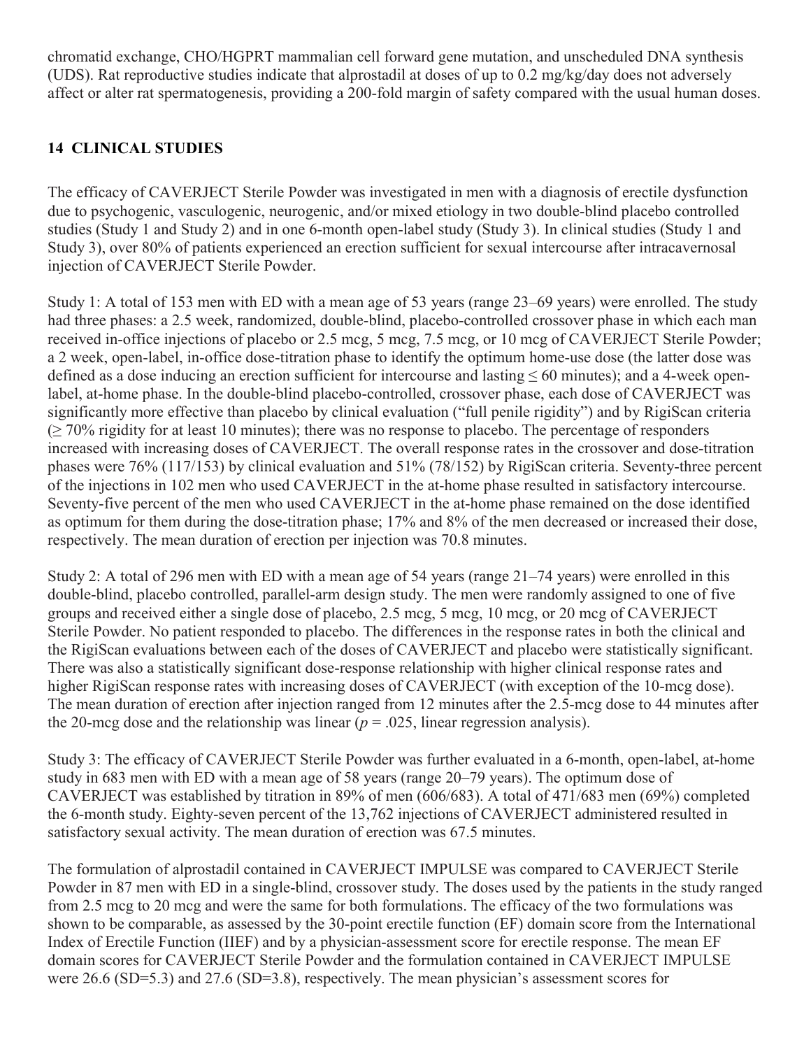chromatid exchange, CHO/HGPRT mammalian cell forward gene mutation, and unscheduled DNA synthesis (UDS). Rat reproductive studies indicate that alprostadil at doses of up to 0.2 mg/kg/day does not adversely affect or alter rat spermatogenesis, providing a 200-fold margin of safety compared with the usual human doses.

## 14 CLINICAL STUDIES

The efficacy of CAVERJECT Sterile Powder was investigated in men with a diagnosis of erectile dysfunction due to psychogenic, vasculogenic, neurogenic, and/or mixed etiology in two double-blind placebo controlled studies (Study 1 and Study 2) and in one 6-month open-label study (Study 3). In clinical studies (Study 1 and Study 3), over 80% of patients experienced an erection sufficient for sexual intercourse after intracavernosal injection of CAVERJECT Sterile Powder.

Study 1: A total of 153 men with ED with a mean age of 53 years (range 23–69 years) were enrolled. The study had three phases: a 2.5 week, randomized, double-blind, placebo-controlled crossover phase in which each man received in-office injections of placebo or 2.5 mcg, 5 mcg, 7.5 mcg, or 10 mcg of CAVERJECT Sterile Powder; a 2 week, open-label, in-office dose-titration phase to identify the optimum home-use dose (the latter dose was defined as a dose inducing an erection sufficient for intercourse and lasting ≤ 60 minutes); and a 4-week open-label, at-home phase. In the double-blind placebo-controlled, crossover phase, each dose of CAVERJECT was significantly more effective than placebo by clinical evaluation ("full penile rigidity") and by RigiScan criteria (≥ 70% rigidity for at least 10 minutes); there was no response to placebo. The percentage of responders increased with increasing doses of CAVERJECT. The overall response rates in the crossover and dose-titration phases were 76% (117/153) by clinical evaluation and 51% (78/152) by RigiScan criteria. Seventy-three percent of the injections in 102 men who used CAVERJECT in the at-home phase resulted in satisfactory intercourse. Seventy-five percent of the men who used CAVERJECT in the at-home phase remained on the dose identified as optimum for them during the dose-titration phase; 17% and 8% of the men decreased or increased their dose, respectively. The mean duration of erection per injection was 70.8 minutes.

Study 2: A total of 296 men with ED with a mean age of 54 years (range 21–74 years) were enrolled in this double-blind, placebo controlled, parallel-arm design study. The men were randomly assigned to one of five groups and received either a single dose of placebo, 2.5 mcg, 5 mcg, 10 mcg, or 20 mcg of CAVERJECT Sterile Powder. No patient responded to placebo. The differences in the response rates in both the clinical and the RigiScan evaluations between each of the doses of CAVERJECT and placebo were statistically significant. There was also a statistically significant dose-response relationship with higher clinical response rates and higher RigiScan response rates with increasing doses of CAVERJECT (with exception of the 10-mcg dose). The mean duration of erection after injection ranged from 12 minutes after the 2.5-mcg dose to 44 minutes after the 20-mcg dose and the relationship was linear ($p$ = .025, linear regression analysis).

Study 3: The efficacy of CAVERJECT Sterile Powder was further evaluated in a 6-month, open-label, at-home study in 683 men with ED with a mean age of 58 years (range 20–79 years). The optimum dose of CAVERJECT was established by titration in 89% of men (606/683). A total of 471/683 men (69%) completed the 6-month study. Eighty-seven percent of the 13,762 injections of CAVERJECT administered resulted in satisfactory sexual activity. The mean duration of erection was 67.5 minutes.

The formulation of alprostadil contained in CAVERJECT IMPULSE was compared to CAVERJECT Sterile Powder in 87 men with ED in a single-blind, crossover study. The doses used by the patients in the study ranged from 2.5 mcg to 20 mcg and were the same for both formulations. The efficacy of the two formulations was shown to be comparable, as assessed by the 30-point erectile function (EF) domain score from the International Index of Erectile Function (IIEF) and by a physician-assessment score for erectile response. The mean EF domain scores for CAVERJECT Sterile Powder and the formulation contained in CAVERJECT IMPULSE were 26.6 (SD=5.3) and 27.6 (SD=3.8), respectively. The mean physician's assessment scores for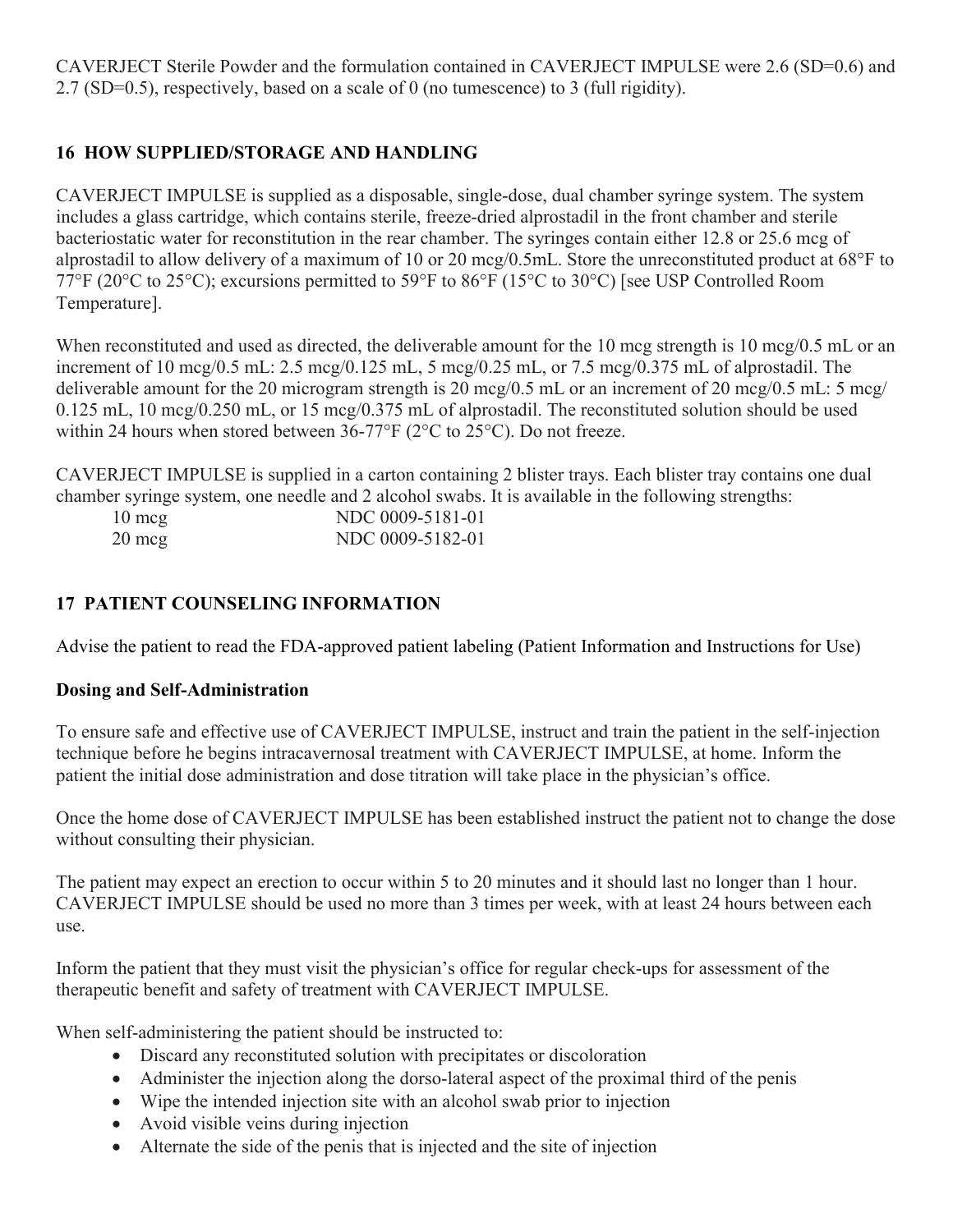CAVERJECT Sterile Powder and the formulation contained in CAVERJECT IMPULSE were 2.6 (SD=0.6) and 2.7 (SD=0.5), respectively, based on a scale of 0 (no tumescence) to 3 (full rigidity).

## 16 HOW SUPPLIED/STORAGE AND HANDLING

CAVERJECT IMPULSE is supplied as a disposable, single-dose, dual chamber syringe system. The system includes a glass cartridge, which contains sterile, freeze-dried alprostadil in the front chamber and sterile bacteriostatic water for reconstitution in the rear chamber. The syringes contain either 12.8 or 25.6 mcg of alprostadil to allow delivery of a maximum of 10 or 20 mcg/0.5mL. Store the unreconstituted product at 68°F to 77°F (20°C to 25°C); excursions permitted to 59°F to 86°F (15°C to 30°C) [see USP Controlled Room Temperature].

When reconstituted and used as directed, the deliverable amount for the 10 mcg strength is 10 mcg/0.5 mL or an increment of 10 mcg/0.5 mL: 2.5 mcg/0.125 mL, 5 mcg/0.25 mL, or 7.5 mcg/0.375 mL of alprostadil. The deliverable amount for the 20 microgram strength is 20 mcg/0.5 mL or an increment of 20 mcg/0.5 mL: 5 mcg/0.125 mL, 10 mcg/0.250 mL, or 15 mcg/0.375 mL of alprostadil. The reconstituted solution should be used within 24 hours when stored between 36-77°F (2°C to 25°C). Do not freeze.

CAVERJECT IMPULSE is supplied in a carton containing 2 blister trays. Each blister tray contains one dual chamber syringe system, one needle and 2 alcohol swabs. It is available in the following strengths:

| | |
|---|---|
| 10 mcg | NDC 0009-5181-01 |
| 20 mcg | NDC 0009-5182-01 |

## 17 PATIENT COUNSELING INFORMATION

Advise the patient to read the FDA-approved patient labeling (Patient Information and Instructions for Use)

**Dosing and Self-Administration**

To ensure safe and effective use of CAVERJECT IMPULSE, instruct and train the patient in the self-injection technique before he begins intracavernosal treatment with CAVERJECT IMPULSE, at home. Inform the patient the initial dose administration and dose titration will take place in the physician's office.

Once the home dose of CAVERJECT IMPULSE has been established instruct the patient not to change the dose without consulting their physician.

The patient may expect an erection to occur within 5 to 20 minutes and it should last no longer than 1 hour. CAVERJECT IMPULSE should be used no more than 3 times per week, with at least 24 hours between each use.

Inform the patient that they must visit the physician's office for regular check-ups for assessment of the therapeutic benefit and safety of treatment with CAVERJECT IMPULSE.

When self-administering the patient should be instructed to:

- Discard any reconstituted solution with precipitates or discoloration
- Administer the injection along the dorso-lateral aspect of the proximal third of the penis
- Wipe the intended injection site with an alcohol swab prior to injection
- Avoid visible veins during injection
- Alternate the side of the penis that is injected and the site of injection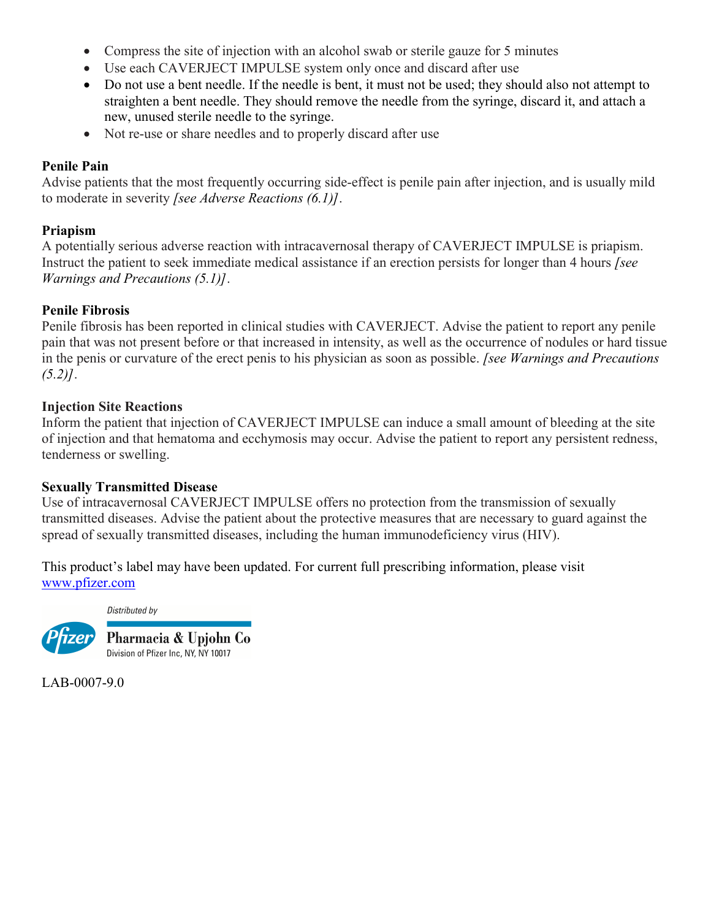- Compress the site of injection with an alcohol swab or sterile gauze for 5 minutes
- Use each CAVERJECT IMPULSE system only once and discard after use
- Do not use a bent needle. If the needle is bent, it must not be used; they should also not attempt to straighten a bent needle. They should remove the needle from the syringe, discard it, and attach a new, unused sterile needle to the syringe.
- Not re-use or share needles and to properly discard after use

**Penile Pain**

Advise patients that the most frequently occurring side-effect is penile pain after injection, and is usually mild to moderate in severity *[see Adverse Reactions (6.1)]*.

**Priapism**

A potentially serious adverse reaction with intracavernosal therapy of CAVERJECT IMPULSE is priapism. Instruct the patient to seek immediate medical assistance if an erection persists for longer than 4 hours *[see Warnings and Precautions (5.1)]*.

**Penile Fibrosis**

Penile fibrosis has been reported in clinical studies with CAVERJECT. Advise the patient to report any penile pain that was not present before or that increased in intensity, as well as the occurrence of nodules or hard tissue in the penis or curvature of the erect penis to his physician as soon as possible. *[see Warnings and Precautions (5.2)]*.

**Injection Site Reactions**

Inform the patient that injection of CAVERJECT IMPULSE can induce a small amount of bleeding at the site of injection and that hematoma and ecchymosis may occur. Advise the patient to report any persistent redness, tenderness or swelling.

**Sexually Transmitted Disease**

Use of intracavernosal CAVERJECT IMPULSE offers no protection from the transmission of sexually transmitted diseases. Advise the patient about the protective measures that are necessary to guard against the spread of sexually transmitted diseases, including the human immunodeficiency virus (HIV).

This product's label may have been updated. For current full prescribing information, please visit www.pfizer.com

Distributed by

Pfizer

Pharmacia & Upjohn Co
Division of Pfizer Inc, NY, NY 10017

LAB-0007-9.0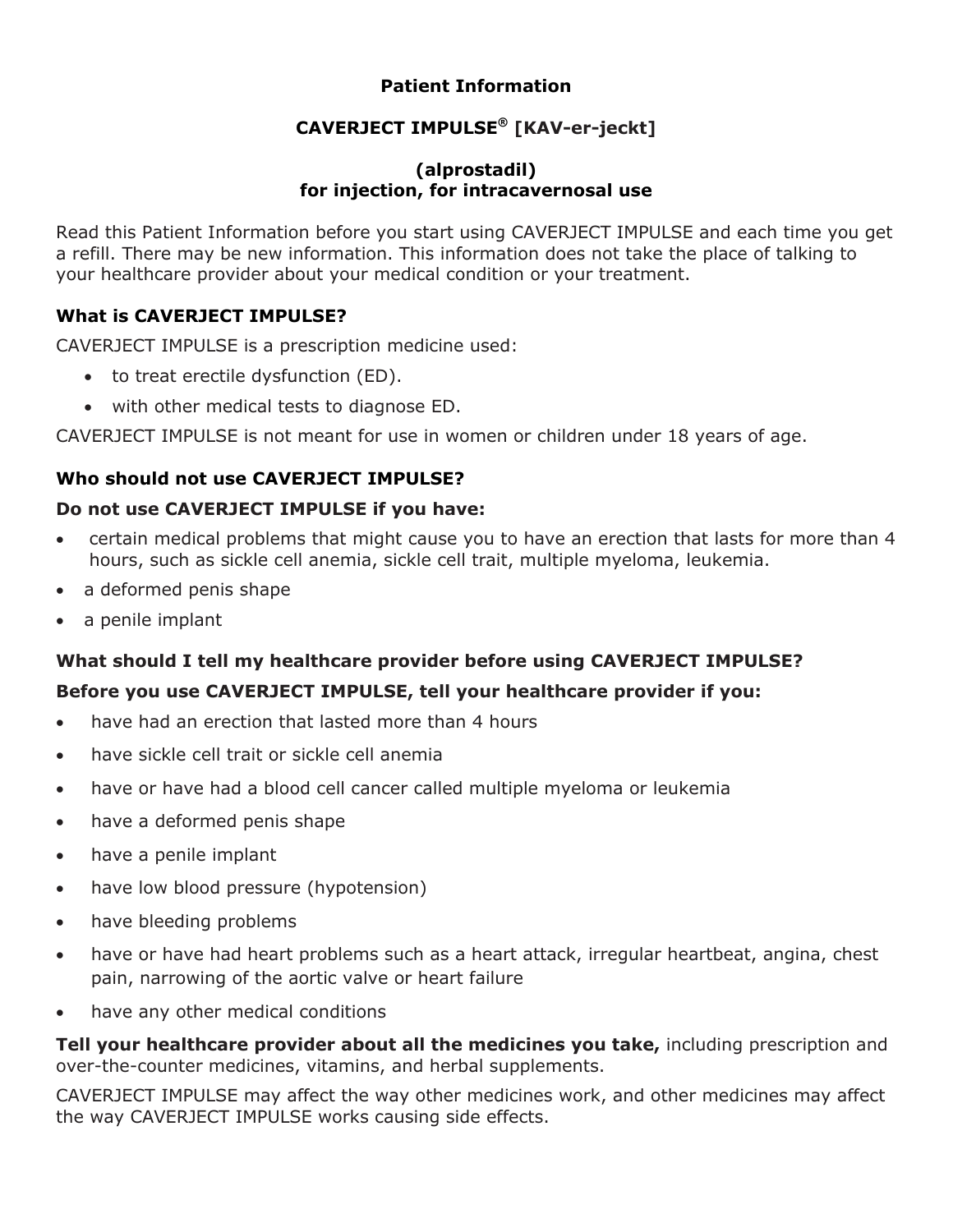# Patient Information

## CAVERJECT IMPULSE® [KAV-er-jeckt]

## (alprostadil) for injection, for intracavernosal use

Read this Patient Information before you start using CAVERJECT IMPULSE and each time you get a refill. There may be new information. This information does not take the place of talking to your healthcare provider about your medical condition or your treatment.

### What is CAVERJECT IMPULSE?

CAVERJECT IMPULSE is a prescription medicine used:

- to treat erectile dysfunction (ED).
- with other medical tests to diagnose ED.

CAVERJECT IMPULSE is not meant for use in women or children under 18 years of age.

### Who should not use CAVERJECT IMPULSE?

**Do not use CAVERJECT IMPULSE if you have:**

- certain medical problems that might cause you to have an erection that lasts for more than 4 hours, such as sickle cell anemia, sickle cell trait, multiple myeloma, leukemia.
- a deformed penis shape
- a penile implant

### What should I tell my healthcare provider before using CAVERJECT IMPULSE?

**Before you use CAVERJECT IMPULSE, tell your healthcare provider if you:**

- have had an erection that lasted more than 4 hours
- have sickle cell trait or sickle cell anemia
- have or have had a blood cell cancer called multiple myeloma or leukemia
- have a deformed penis shape
- have a penile implant
- have low blood pressure (hypotension)
- have bleeding problems
- have or have had heart problems such as a heart attack, irregular heartbeat, angina, chest pain, narrowing of the aortic valve or heart failure
- have any other medical conditions

**Tell your healthcare provider about all the medicines you take,** including prescription and over-the-counter medicines, vitamins, and herbal supplements.

CAVERJECT IMPULSE may affect the way other medicines work, and other medicines may affect the way CAVERJECT IMPULSE works causing side effects.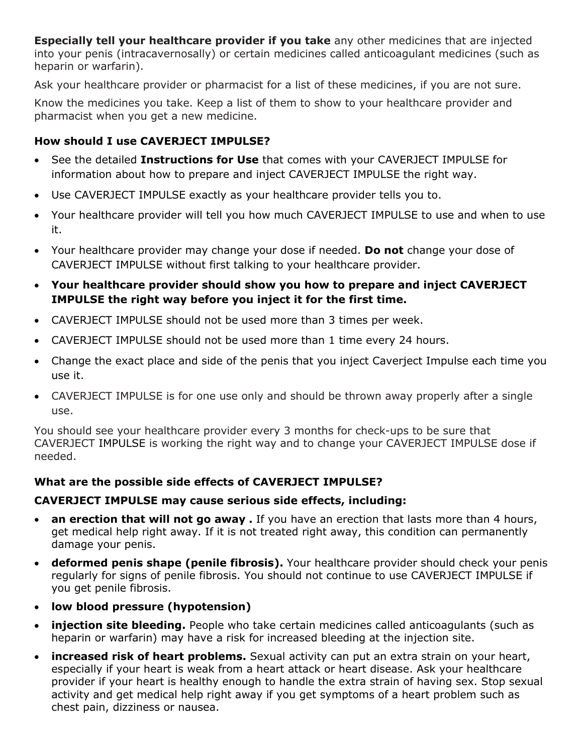**Especially tell your healthcare provider if you take** any other medicines that are injected into your penis (intracavernosally) or certain medicines called anticoagulant medicines (such as heparin or warfarin).

Ask your healthcare provider or pharmacist for a list of these medicines, if you are not sure.

Know the medicines you take. Keep a list of them to show to your healthcare provider and pharmacist when you get a new medicine.

**How should I use CAVERJECT IMPULSE?**

- See the detailed **Instructions for Use** that comes with your CAVERJECT IMPULSE for information about how to prepare and inject CAVERJECT IMPULSE the right way.
- Use CAVERJECT IMPULSE exactly as your healthcare provider tells you to.
- Your healthcare provider will tell you how much CAVERJECT IMPULSE to use and when to use it.
- Your healthcare provider may change your dose if needed. **Do not** change your dose of CAVERJECT IMPULSE without first talking to your healthcare provider.
- **Your healthcare provider should show you how to prepare and inject CAVERJECT IMPULSE the right way before you inject it for the first time.**
- CAVERJECT IMPULSE should not be used more than 3 times per week.
- CAVERJECT IMPULSE should not be used more than 1 time every 24 hours.
- Change the exact place and side of the penis that you inject Caverject Impulse each time you use it.
- CAVERJECT IMPULSE is for one use only and should be thrown away properly after a single use.

You should see your healthcare provider every 3 months for check-ups to be sure that CAVERJECT IMPULSE is working the right way and to change your CAVERJECT IMPULSE dose if needed.

**What are the possible side effects of CAVERJECT IMPULSE?**

**CAVERJECT IMPULSE may cause serious side effects, including:**

- **an erection that will not go away .** If you have an erection that lasts more than 4 hours, get medical help right away. If it is not treated right away, this condition can permanently damage your penis.
- **deformed penis shape (penile fibrosis).** Your healthcare provider should check your penis regularly for signs of penile fibrosis. You should not continue to use CAVERJECT IMPULSE if you get penile fibrosis.
- **low blood pressure (hypotension)**
- **injection site bleeding.** People who take certain medicines called anticoagulants (such as heparin or warfarin) may have a risk for increased bleeding at the injection site.
- **increased risk of heart problems.** Sexual activity can put an extra strain on your heart, especially if your heart is weak from a heart attack or heart disease. Ask your healthcare provider if your heart is healthy enough to handle the extra strain of having sex. Stop sexual activity and get medical help right away if you get symptoms of a heart problem such as chest pain, dizziness or nausea.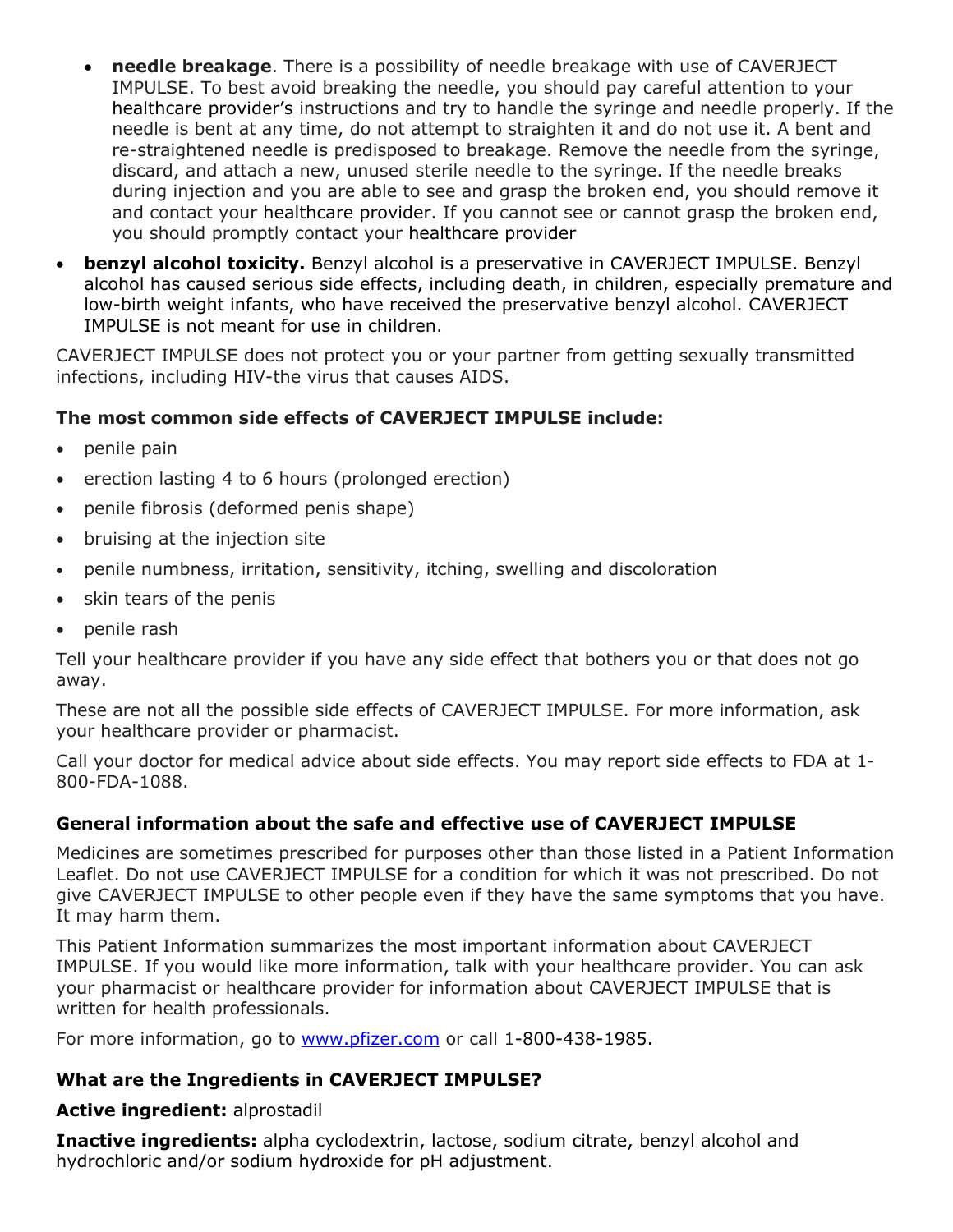- **needle breakage**. There is a possibility of needle breakage with use of CAVERJECT IMPULSE. To best avoid breaking the needle, you should pay careful attention to your healthcare provider's instructions and try to handle the syringe and needle properly. If the needle is bent at any time, do not attempt to straighten it and do not use it. A bent and re-straightened needle is predisposed to breakage. Remove the needle from the syringe, discard, and attach a new, unused sterile needle to the syringe. If the needle breaks during injection and you are able to see and grasp the broken end, you should remove it and contact your healthcare provider. If you cannot see or cannot grasp the broken end, you should promptly contact your healthcare provider

- **benzyl alcohol toxicity.** Benzyl alcohol is a preservative in CAVERJECT IMPULSE. Benzyl alcohol has caused serious side effects, including death, in children, especially premature and low-birth weight infants, who have received the preservative benzyl alcohol. CAVERJECT IMPULSE is not meant for use in children.

CAVERJECT IMPULSE does not protect you or your partner from getting sexually transmitted infections, including HIV-the virus that causes AIDS.

**The most common side effects of CAVERJECT IMPULSE include:**

- penile pain
- erection lasting 4 to 6 hours (prolonged erection)
- penile fibrosis (deformed penis shape)
- bruising at the injection site
- penile numbness, irritation, sensitivity, itching, swelling and discoloration
- skin tears of the penis
- penile rash

Tell your healthcare provider if you have any side effect that bothers you or that does not go away.

These are not all the possible side effects of CAVERJECT IMPULSE. For more information, ask your healthcare provider or pharmacist.

Call your doctor for medical advice about side effects. You may report side effects to FDA at 1-800-FDA-1088.

### General information about the safe and effective use of CAVERJECT IMPULSE

Medicines are sometimes prescribed for purposes other than those listed in a Patient Information Leaflet. Do not use CAVERJECT IMPULSE for a condition for which it was not prescribed. Do not give CAVERJECT IMPULSE to other people even if they have the same symptoms that you have. It may harm them.

This Patient Information summarizes the most important information about CAVERJECT IMPULSE. If you would like more information, talk with your healthcare provider. You can ask your pharmacist or healthcare provider for information about CAVERJECT IMPULSE that is written for health professionals.

For more information, go to [www.pfizer.com](www.pfizer.com) or call 1-800-438-1985.

### What are the Ingredients in CAVERJECT IMPULSE?

**Active ingredient:** alprostadil

**Inactive ingredients:** alpha cyclodextrin, lactose, sodium citrate, benzyl alcohol and hydrochloric and/or sodium hydroxide for pH adjustment.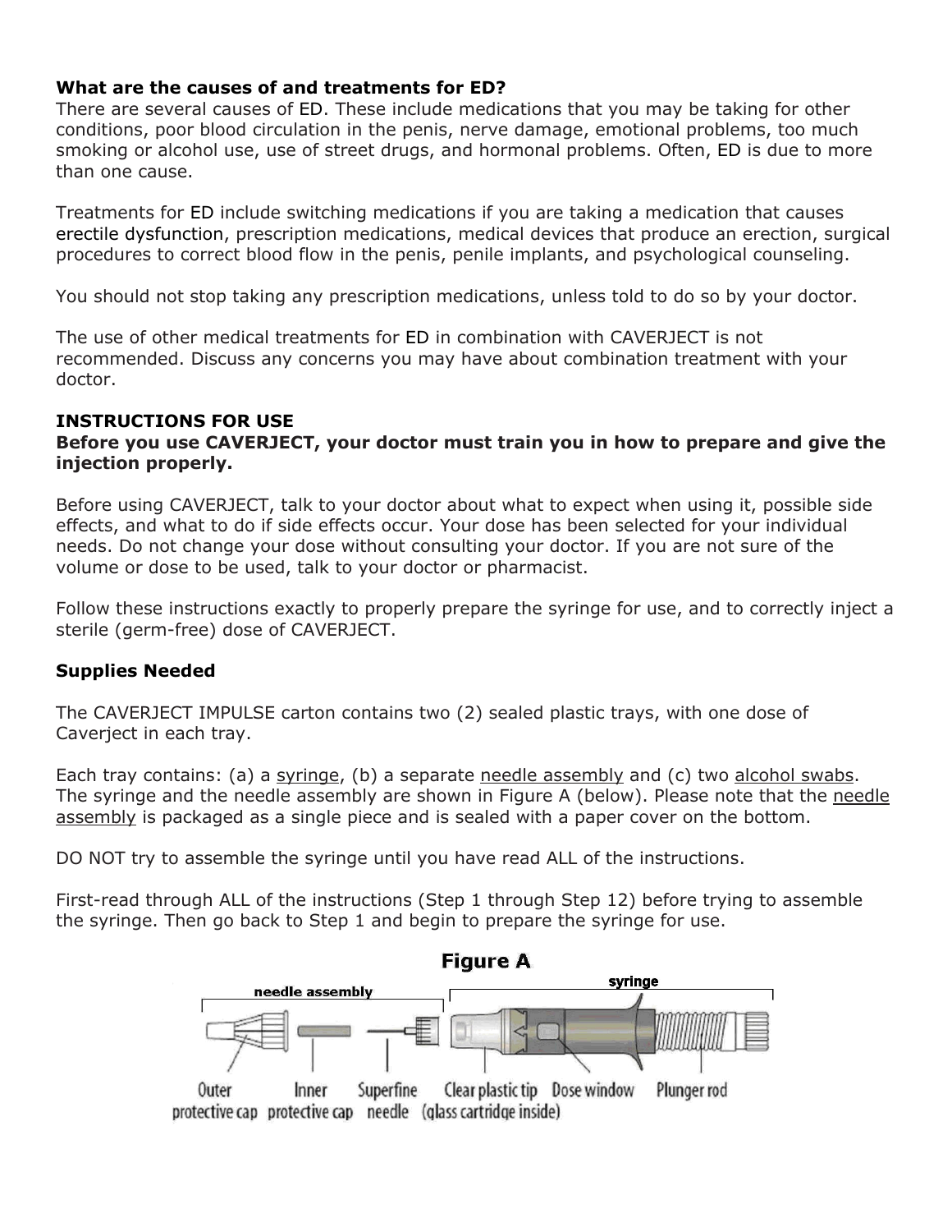**What are the causes of and treatments for ED?**

There are several causes of ED. These include medications that you may be taking for other conditions, poor blood circulation in the penis, nerve damage, emotional problems, too much smoking or alcohol use, use of street drugs, and hormonal problems. Often, ED is due to more than one cause.

Treatments for ED include switching medications if you are taking a medication that causes erectile dysfunction, prescription medications, medical devices that produce an erection, surgical procedures to correct blood flow in the penis, penile implants, and psychological counseling.

You should not stop taking any prescription medications, unless told to do so by your doctor.

The use of other medical treatments for ED in combination with CAVERJECT is not recommended. Discuss any concerns you may have about combination treatment with your doctor.

**INSTRUCTIONS FOR USE**

**Before you use CAVERJECT, your doctor must train you in how to prepare and give the injection properly.**

Before using CAVERJECT, talk to your doctor about what to expect when using it, possible side effects, and what to do if side effects occur. Your dose has been selected for your individual needs. Do not change your dose without consulting your doctor. If you are not sure of the volume or dose to be used, talk to your doctor or pharmacist.

Follow these instructions exactly to properly prepare the syringe for use, and to correctly inject a sterile (germ-free) dose of CAVERJECT.

**Supplies Needed**

The CAVERJECT IMPULSE carton contains two (2) sealed plastic trays, with one dose of Caverject in each tray.

Each tray contains: (a) a syringe, (b) a separate needle assembly and (c) two alcohol swabs. The syringe and the needle assembly are shown in Figure A (below). Please note that the needle assembly is packaged as a single piece and is sealed with a paper cover on the bottom.

DO NOT try to assemble the syringe until you have read ALL of the instructions.

First-read through ALL of the instructions (Step 1 through Step 12) before trying to assemble the syringe. Then go back to Step 1 and begin to prepare the syringe for use.

**Figure A**

needle assembly: Outer protective cap, Inner protective cap, Superfine needle

syringe: Clear plastic tip (glass cartridge inside), Dose window, Plunger rod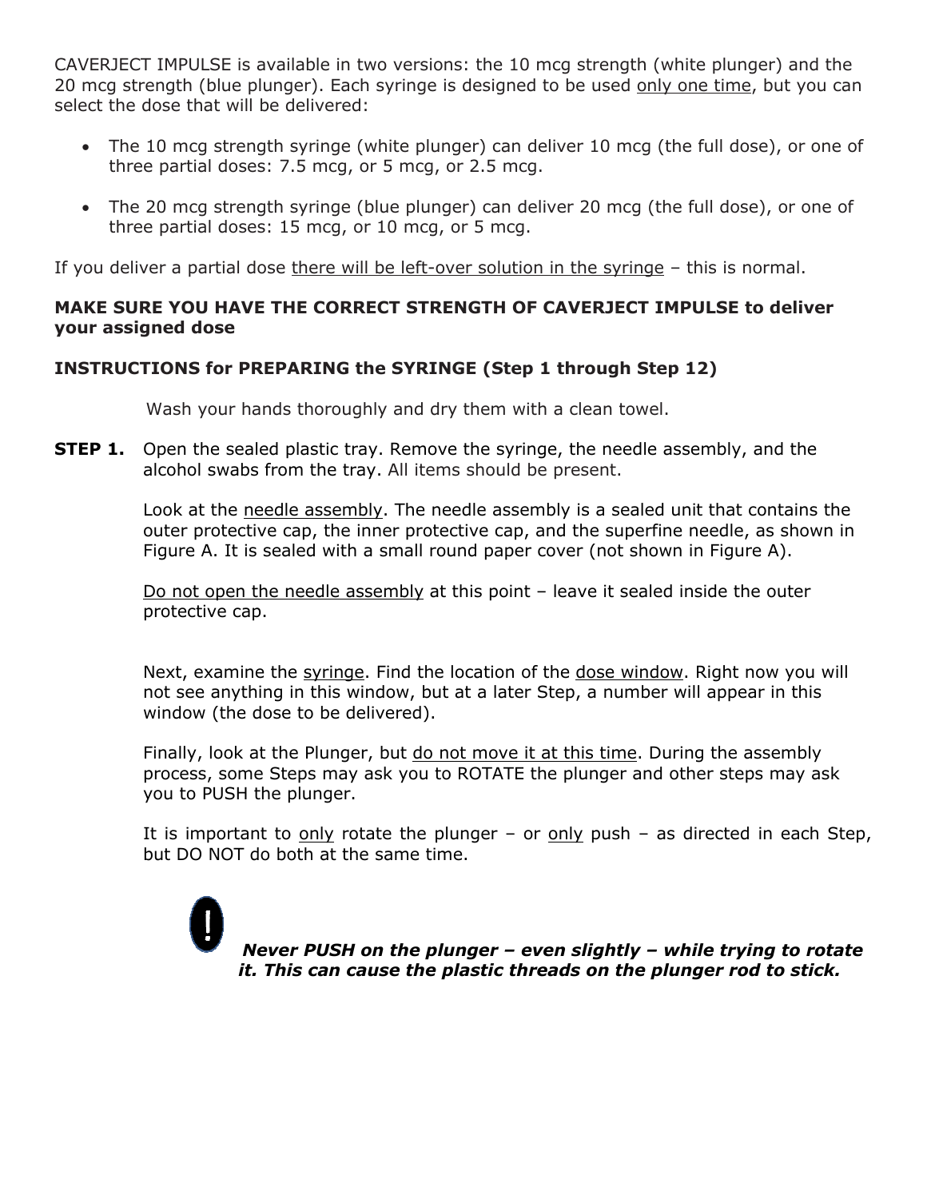CAVERJECT IMPULSE is available in two versions: the 10 mcg strength (white plunger) and the 20 mcg strength (blue plunger). Each syringe is designed to be used <u>only one time</u>, but you can select the dose that will be delivered:

- The 10 mcg strength syringe (white plunger) can deliver 10 mcg (the full dose), or one of three partial doses: 7.5 mcg, or 5 mcg, or 2.5 mcg.
- The 20 mcg strength syringe (blue plunger) can deliver 20 mcg (the full dose), or one of three partial doses: 15 mcg, or 10 mcg, or 5 mcg.

If you deliver a partial dose <u>there will be left-over solution in the syringe</u> – this is normal.

**MAKE SURE YOU HAVE THE CORRECT STRENGTH OF CAVERJECT IMPULSE to deliver your assigned dose**

**INSTRUCTIONS for PREPARING the SYRINGE (Step 1 through Step 12)**

Wash your hands thoroughly and dry them with a clean towel.

**STEP 1.** Open the sealed plastic tray. Remove the syringe, the needle assembly, and the alcohol swabs from the tray. All items should be present.

Look at the <u>needle assembly</u>. The needle assembly is a sealed unit that contains the outer protective cap, the inner protective cap, and the superfine needle, as shown in Figure A. It is sealed with a small round paper cover (not shown in Figure A).

<u>Do not open the needle assembly</u> at this point – leave it sealed inside the outer protective cap.

Next, examine the <u>syringe</u>. Find the location of the <u>dose window</u>. Right now you will not see anything in this window, but at a later Step, a number will appear in this window (the dose to be delivered).

Finally, look at the Plunger, but <u>do not move it at this time</u>. During the assembly process, some Steps may ask you to ROTATE the plunger and other steps may ask you to PUSH the plunger.

It is important to <u>only</u> rotate the plunger – or <u>only</u> push – as directed in each Step, but DO NOT do both at the same time.

**!** ***Never PUSH on the plunger – even slightly – while trying to rotate it. This can cause the plastic threads on the plunger rod to stick.***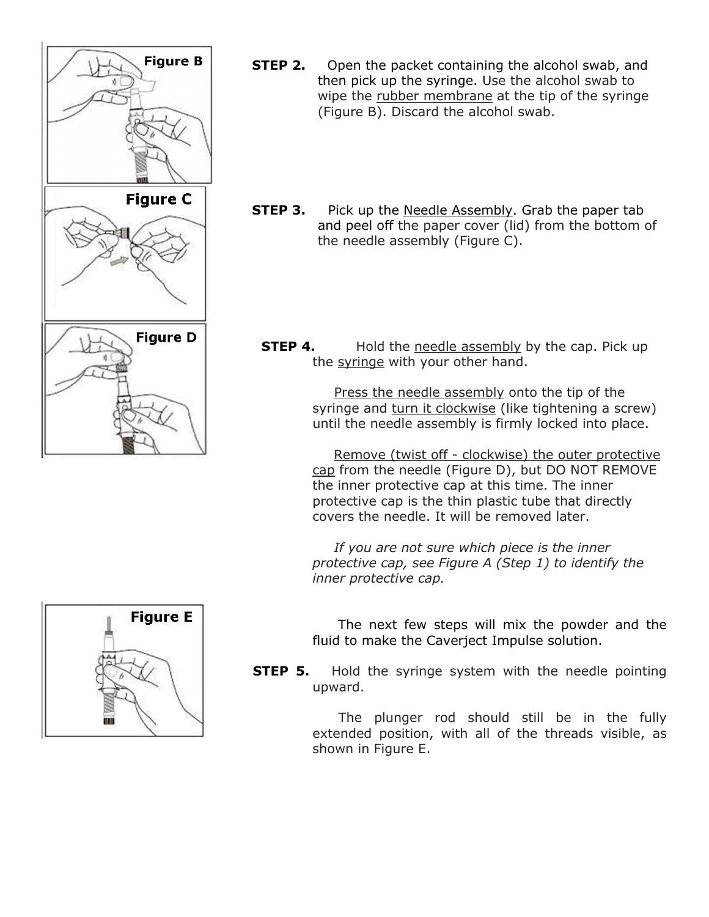Figure B

**STEP 2.** Open the packet containing the alcohol swab, and then pick up the syringe. Use the alcohol swab to wipe the <u>rubber membrane</u> at the tip of the syringe (Figure B). Discard the alcohol swab.

Figure C

**STEP 3.** Pick up the <u>Needle Assembly</u>. Grab the paper tab and peel off the paper cover (lid) from the bottom of the needle assembly (Figure C).

Figure D

**STEP 4.** Hold the <u>needle assembly</u> by the cap. Pick up the <u>syringe</u> with your other hand.

<u>Press the needle assembly</u> onto the tip of the syringe and <u>turn it clockwise</u> (like tightening a screw) until the needle assembly is firmly locked into place.

<u>Remove (twist off - clockwise) the outer protective cap</u> from the needle (Figure D), but DO NOT REMOVE the inner protective cap at this time. The inner protective cap is the thin plastic tube that directly covers the needle. It will be removed later.

*If you are not sure which piece is the inner protective cap, see Figure A (Step 1) to identify the inner protective cap.*

Figure E

The next few steps will mix the powder and the fluid to make the Caverject Impulse solution.

**STEP 5.** Hold the syringe system with the needle pointing upward.

The plunger rod should still be in the fully extended position, with all of the threads visible, as shown in Figure E.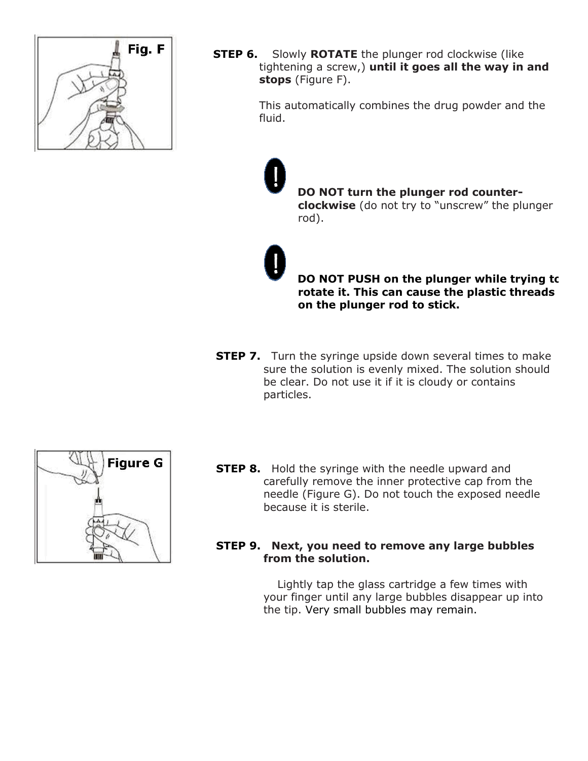**STEP 6.** Slowly **ROTATE** the plunger rod clockwise (like tightening a screw,) **until it goes all the way in and stops** (Figure F).

This automatically combines the drug powder and the fluid.

**DO NOT turn the plunger rod counter-clockwise** (do not try to "unscrew" the plunger rod).

**DO NOT PUSH on the plunger while trying to rotate it. This can cause the plastic threads on the plunger rod to stick.**

**STEP 7.** Turn the syringe upside down several times to make sure the solution is evenly mixed. The solution should be clear. Do not use it if it is cloudy or contains particles.

**STEP 8.** Hold the syringe with the needle upward and carefully remove the inner protective cap from the needle (Figure G). Do not touch the exposed needle because it is sterile.

**STEP 9. Next, you need to remove any large bubbles from the solution.**

Lightly tap the glass cartridge a few times with your finger until any large bubbles disappear up into the tip. Very small bubbles may remain.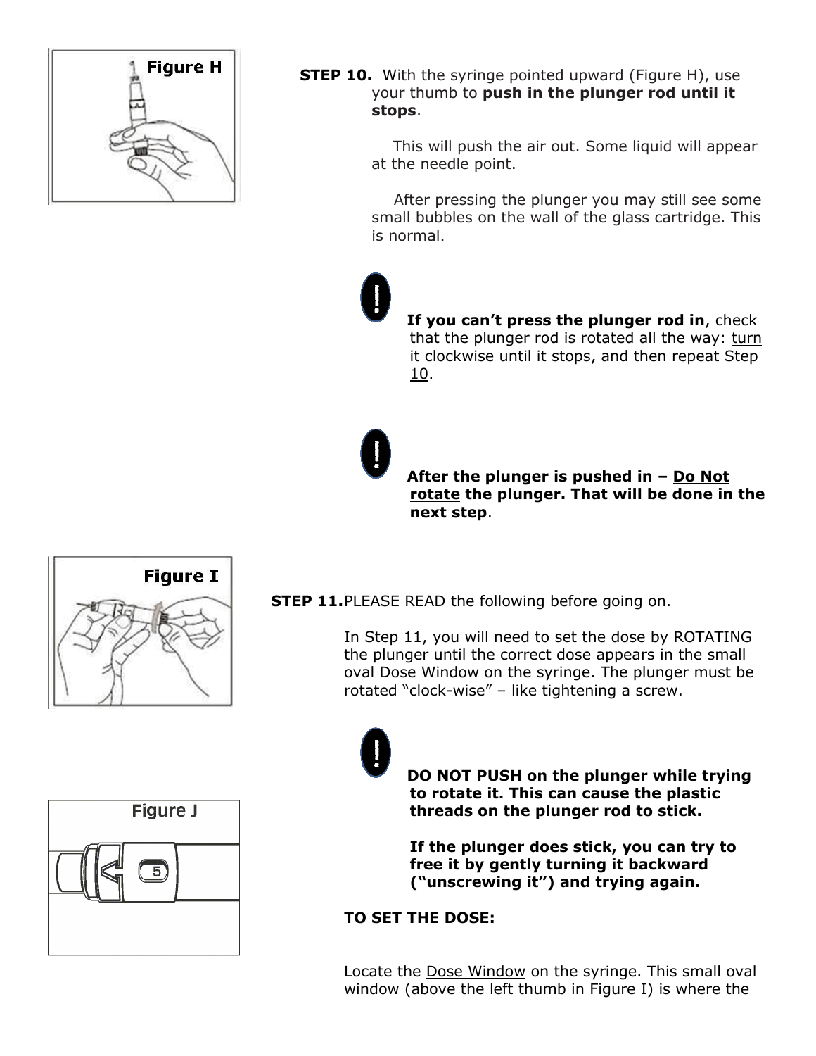Figure H

**STEP 10.** With the syringe pointed upward (Figure H), use your thumb to **push in the plunger rod until it stops**.

This will push the air out. Some liquid will appear at the needle point.

After pressing the plunger you may still see some small bubbles on the wall of the glass cartridge. This is normal.

**If you can't press the plunger rod in**, check that the plunger rod is rotated all the way: <u>turn it clockwise until it stops, and then repeat Step 10</u>.

**After the plunger is pushed in – <u>Do Not rotate</u> the plunger. That will be done in the next step**.

Figure I

**STEP 11.** PLEASE READ the following before going on.

In Step 11, you will need to set the dose by ROTATING the plunger until the correct dose appears in the small oval Dose Window on the syringe. The plunger must be rotated "clock-wise" – like tightening a screw.

Figure J

**DO NOT PUSH on the plunger while trying to rotate it. This can cause the plastic threads on the plunger rod to stick.**

**If the plunger does stick, you can try to free it by gently turning it backward ("unscrewing it") and trying again.**

**TO SET THE DOSE:**

Locate the <u>Dose Window</u> on the syringe. This small oval window (above the left thumb in Figure I) is where the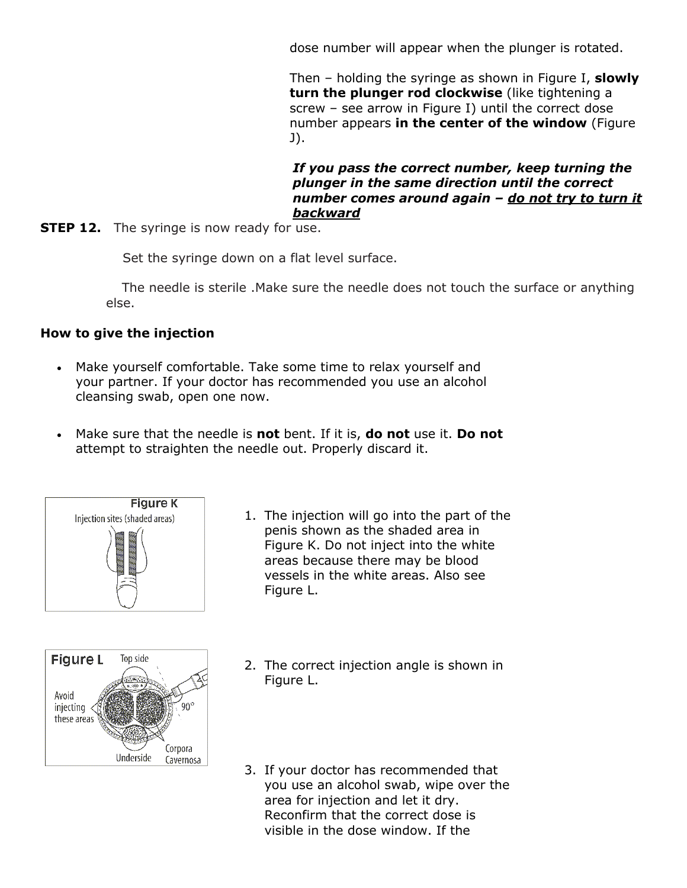dose number will appear when the plunger is rotated.

Then – holding the syringe as shown in Figure I, **slowly turn the plunger rod clockwise** (like tightening a screw – see arrow in Figure I) until the correct dose number appears **in the center of the window** (Figure J).

***If you pass the correct number, keep turning the plunger in the same direction until the correct number comes around again – <u>do not try to turn it backward</u>***

**STEP 12.** The syringe is now ready for use.

Set the syringe down on a flat level surface.

The needle is sterile .Make sure the needle does not touch the surface or anything else.

**How to give the injection**

- Make yourself comfortable. Take some time to relax yourself and your partner. If your doctor has recommended you use an alcohol cleansing swab, open one now.
- Make sure that the needle is **not** bent. If it is, **do not** use it. **Do not** attempt to straighten the needle out. Properly discard it.

Figure K

Injection sites (shaded areas)

1. The injection will go into the part of the penis shown as the shaded area in Figure K. Do not inject into the white areas because there may be blood vessels in the white areas. Also see Figure L.

Figure L

Top side; Avoid injecting these areas; 90°; Underside; Corpora Cavernosa

2. The correct injection angle is shown in Figure L.

3. If your doctor has recommended that you use an alcohol swab, wipe over the area for injection and let it dry. Reconfirm that the correct dose is visible in the dose window. If the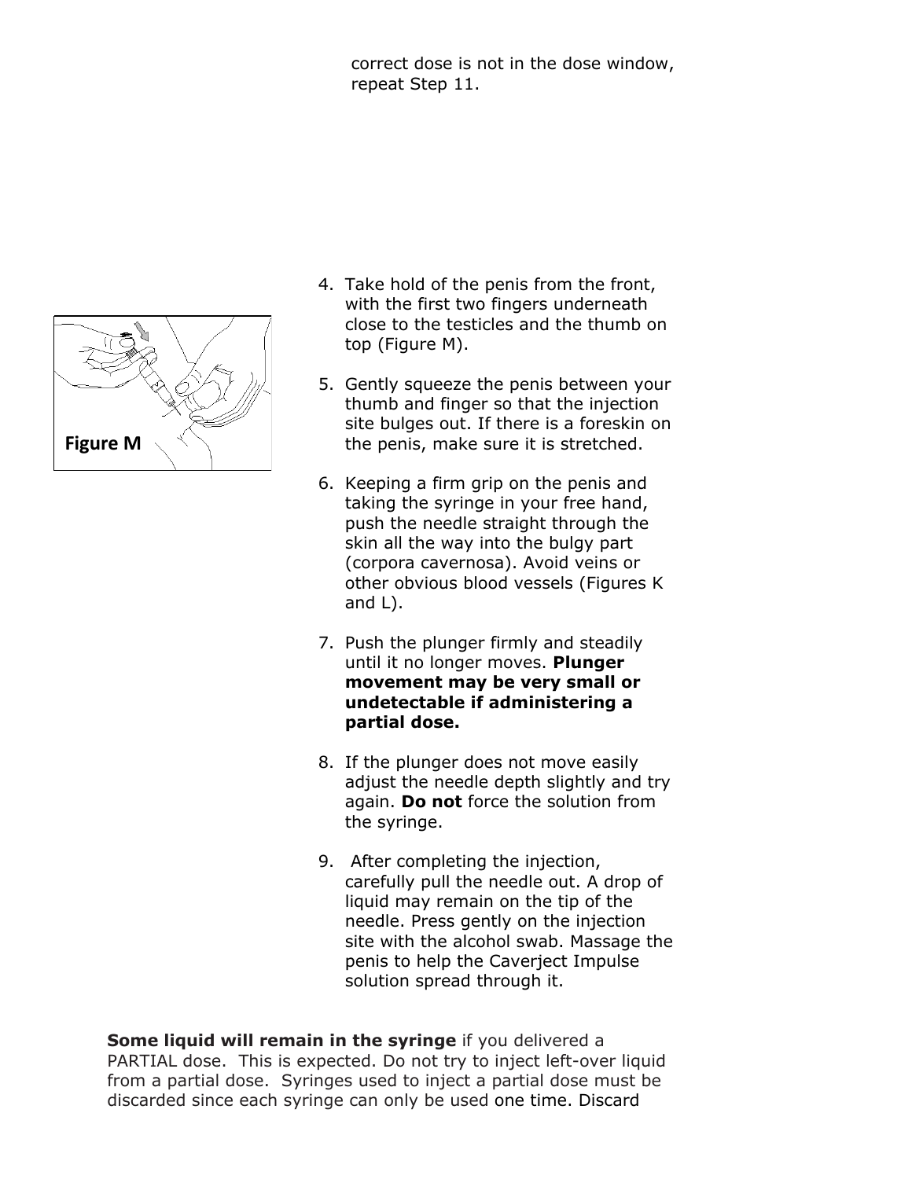correct dose is not in the dose window, repeat Step 11.

Figure M

4. Take hold of the penis from the front, with the first two fingers underneath close to the testicles and the thumb on top (Figure M).

5. Gently squeeze the penis between your thumb and finger so that the injection site bulges out. If there is a foreskin on the penis, make sure it is stretched.

6. Keeping a firm grip on the penis and taking the syringe in your free hand, push the needle straight through the skin all the way into the bulgy part (corpora cavernosa). Avoid veins or other obvious blood vessels (Figures K and L).

7. Push the plunger firmly and steadily until it no longer moves. **Plunger movement may be very small or undetectable if administering a partial dose.**

8. If the plunger does not move easily adjust the needle depth slightly and try again. **Do not** force the solution from the syringe.

9. After completing the injection, carefully pull the needle out. A drop of liquid may remain on the tip of the needle. Press gently on the injection site with the alcohol swab. Massage the penis to help the Caverject Impulse solution spread through it.

**Some liquid will remain in the syringe** if you delivered a PARTIAL dose. This is expected. Do not try to inject left-over liquid from a partial dose. Syringes used to inject a partial dose must be discarded since each syringe can only be used one time. Discard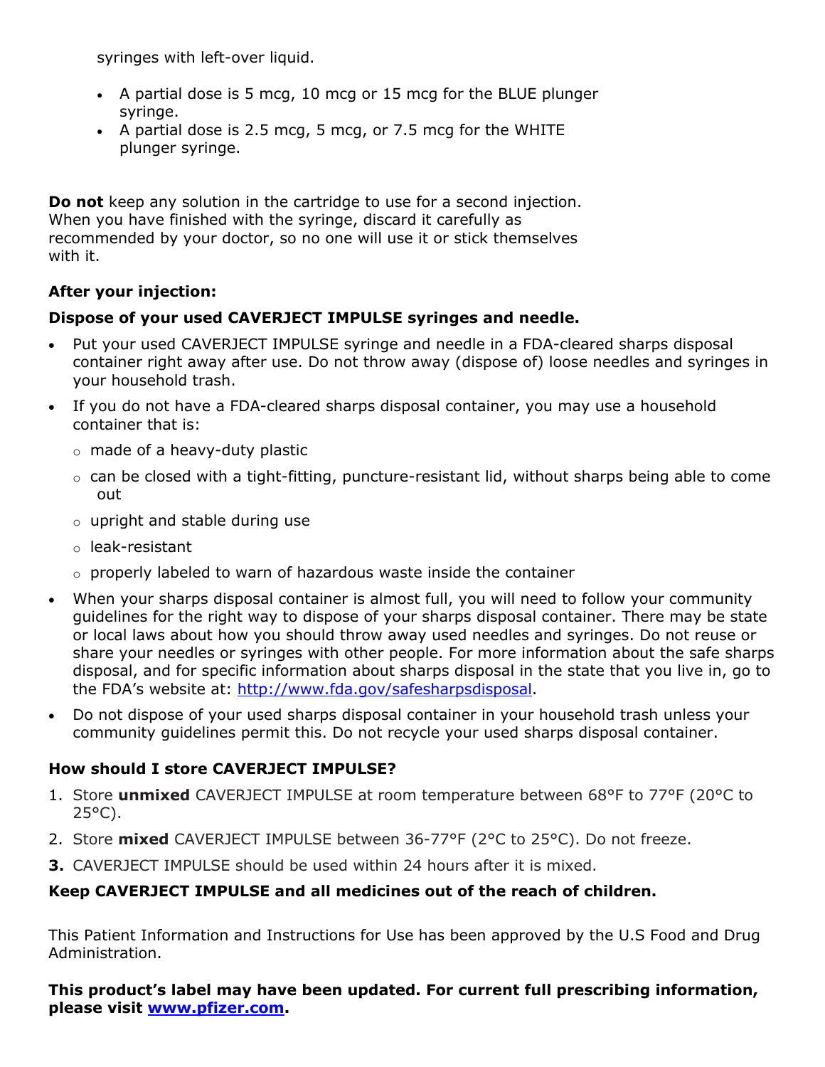syringes with left-over liquid.

- A partial dose is 5 mcg, 10 mcg or 15 mcg for the BLUE plunger syringe.
- A partial dose is 2.5 mcg, 5 mcg, or 7.5 mcg for the WHITE plunger syringe.

**Do not** keep any solution in the cartridge to use for a second injection. When you have finished with the syringe, discard it carefully as recommended by your doctor, so no one will use it or stick themselves with it.

**After your injection:**

**Dispose of your used CAVERJECT IMPULSE syringes and needle.**

- Put your used CAVERJECT IMPULSE syringe and needle in a FDA-cleared sharps disposal container right away after use. Do not throw away (dispose of) loose needles and syringes in your household trash.
- If you do not have a FDA-cleared sharps disposal container, you may use a household container that is:
  - made of a heavy-duty plastic
  - can be closed with a tight-fitting, puncture-resistant lid, without sharps being able to come out
  - upright and stable during use
  - leak-resistant
  - properly labeled to warn of hazardous waste inside the container
- When your sharps disposal container is almost full, you will need to follow your community guidelines for the right way to dispose of your sharps disposal container. There may be state or local laws about how you should throw away used needles and syringes. Do not reuse or share your needles or syringes with other people. For more information about the safe sharps disposal, and for specific information about sharps disposal in the state that you live in, go to the FDA's website at: http://www.fda.gov/safesharpsdisposal.
- Do not dispose of your used sharps disposal container in your household trash unless your community guidelines permit this. Do not recycle your used sharps disposal container.

**How should I store CAVERJECT IMPULSE?**

1. Store **unmixed** CAVERJECT IMPULSE at room temperature between 68°F to 77°F (20°C to 25°C).
2. Store **mixed** CAVERJECT IMPULSE between 36-77°F (2°C to 25°C). Do not freeze.
3. CAVERJECT IMPULSE should be used within 24 hours after it is mixed.

**Keep CAVERJECT IMPULSE and all medicines out of the reach of children.**

This Patient Information and Instructions for Use has been approved by the U.S Food and Drug Administration.

**This product's label may have been updated. For current full prescribing information, please visit www.pfizer.com.**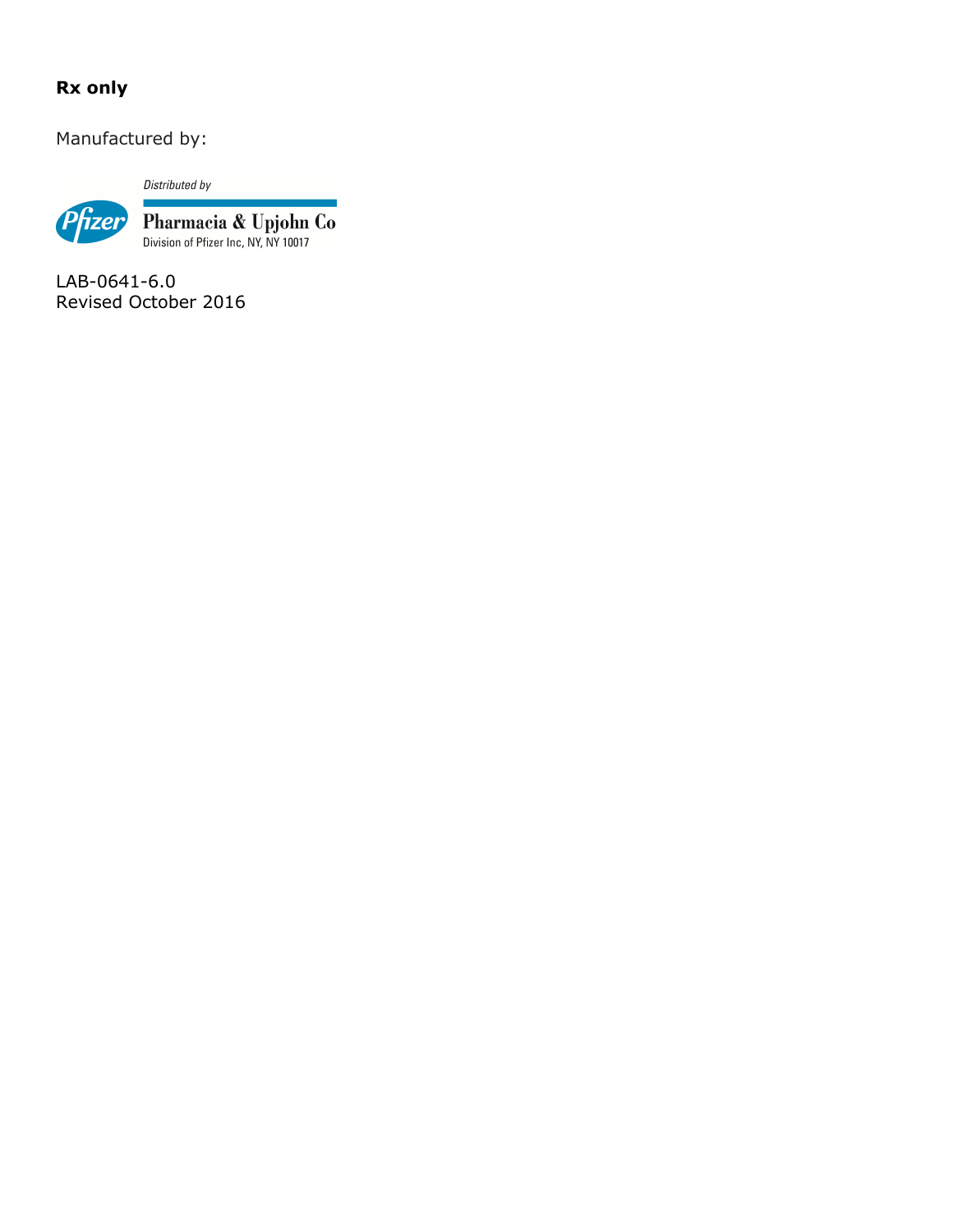**Rx only**

Manufactured by:

*Distributed by*

Pfizer

Pharmacia & Upjohn Co
Division of Pfizer Inc, NY, NY 10017

LAB-0641-6.0
Revised October 2016